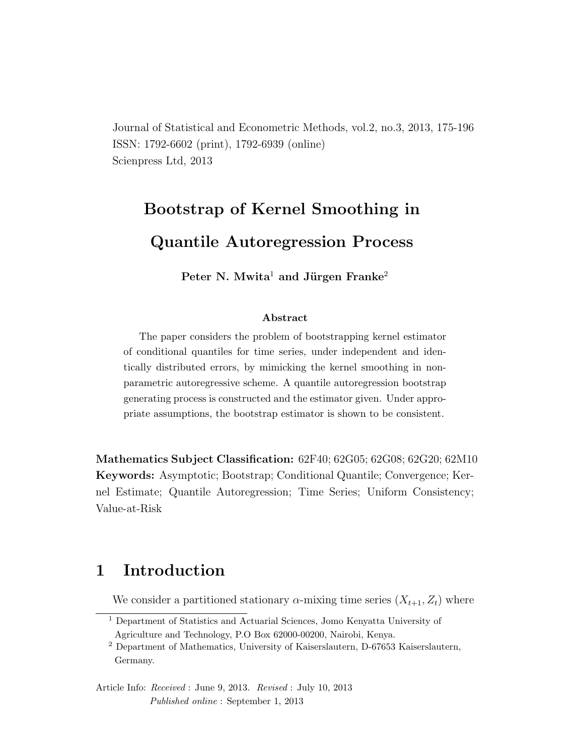Journal of Statistical and Econometric Methods, vol.2, no.3, 2013, 175-196
ISSN: 1792-6602 (print), 1792-6939 (online)
Scienpress Ltd, 2013

# Bootstrap of Kernel Smoothing in Quantile Autoregression Process

**Peter N. Mwita[1] and Jürgen Franke[2]**

### Abstract

The paper considers the problem of bootstrapping kernel estimator of conditional quantiles for time series, under independent and identically distributed errors, by mimicking the kernel smoothing in nonparametric autoregressive scheme. A quantile autoregression bootstrap generating process is constructed and the estimator given. Under appropriate assumptions, the bootstrap estimator is shown to be consistent.

**Mathematics Subject Classification:** 62F40; 62G05; 62G08; 62G20; 62M10
**Keywords:** Asymptotic; Bootstrap; Conditional Quantile; Convergence; Kernel Estimate; Quantile Autoregression; Time Series; Uniform Consistency; Value-at-Risk

## 1 Introduction

We consider a partitioned stationary $\alpha$-mixing time series $(X_{t+1}, Z_t)$ where

[1] Department of Statistics and Actuarial Sciences, Jomo Kenyatta University of Agriculture and Technology, P.O Box 62000-00200, Nairobi, Kenya.

[2] Department of Mathematics, University of Kaiserslautern, D-67653 Kaiserslautern, Germany.

Article Info: *Received* : June 9, 2013. *Revised* : July 10, 2013
*Published online* : September 1, 2013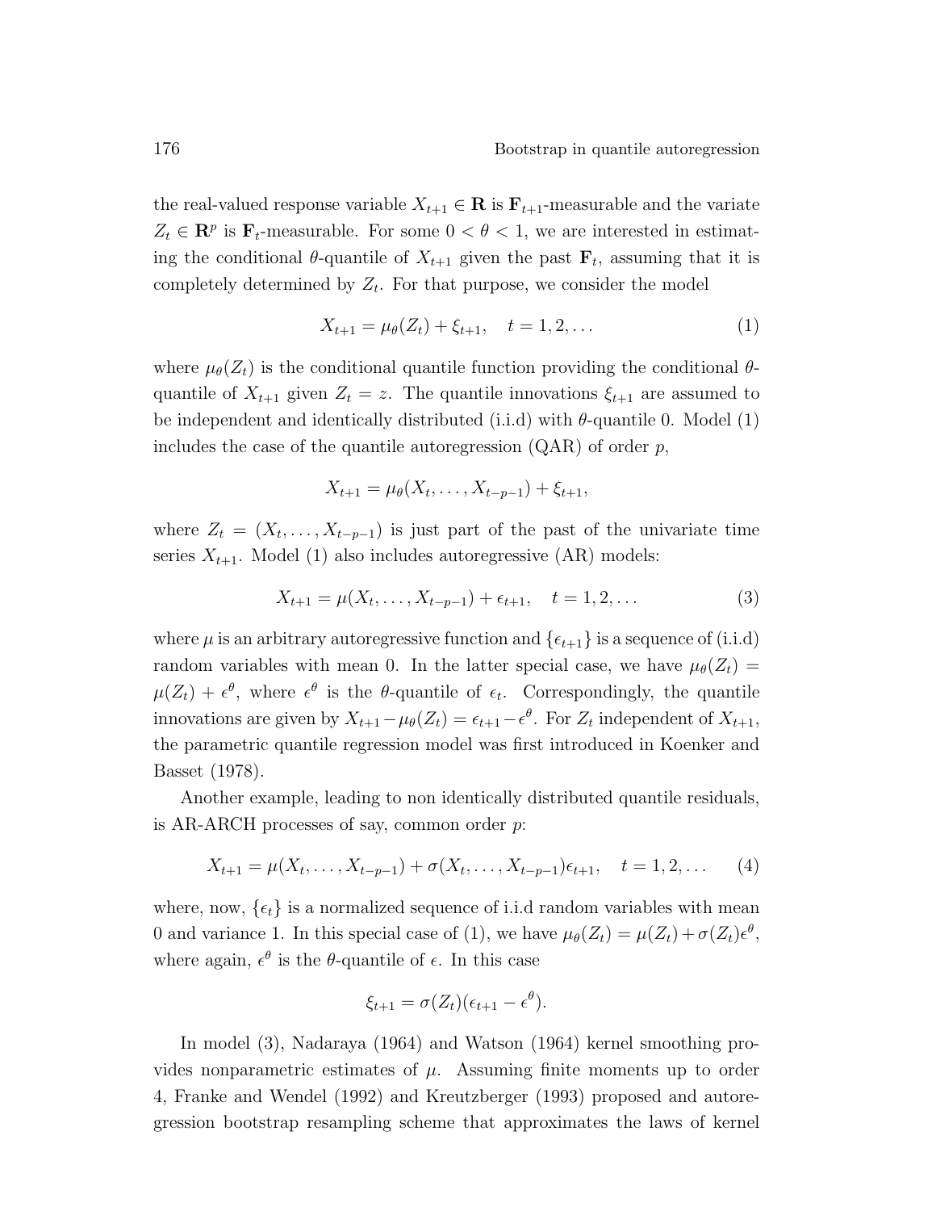the real-valued response variable $X_{t+1} \in \mathbf{R}$ is $\mathbf{F}_{t+1}$-measurable and the variate $Z_t \in \mathbf{R}^p$ is $\mathbf{F}_t$-measurable. For some $0 < \theta < 1$, we are interested in estimating the conditional $\theta$-quantile of $X_{t+1}$ given the past $\mathbf{F}_t$, assuming that it is completely determined by $Z_t$. For that purpose, we consider the model

$$X_{t+1} = \mu_\theta(Z_t) + \xi_{t+1}, \quad t = 1, 2, \dots \tag{1}$$

where $\mu_\theta(Z_t)$ is the conditional quantile function providing the conditional $\theta$-quantile of $X_{t+1}$ given $Z_t = z$. The quantile innovations $\xi_{t+1}$ are assumed to be independent and identically distributed (i.i.d) with $\theta$-quantile 0. Model (1) includes the case of the quantile autoregression (QAR) of order $p$,

$$X_{t+1} = \mu_\theta(X_t, \dots, X_{t-p-1}) + \xi_{t+1},$$

where $Z_t = (X_t, \dots, X_{t-p-1})$ is just part of the past of the univariate time series $X_{t+1}$. Model (1) also includes autoregressive (AR) models:

$$X_{t+1} = \mu(X_t, \dots, X_{t-p-1}) + \epsilon_{t+1}, \quad t = 1, 2, \dots \tag{3}$$

where $\mu$ is an arbitrary autoregressive function and $\{\epsilon_{t+1}\}$ is a sequence of (i.i.d) random variables with mean 0. In the latter special case, we have $\mu_\theta(Z_t) = \mu(Z_t) + \epsilon^\theta$, where $\epsilon^\theta$ is the $\theta$-quantile of $\epsilon_t$. Correspondingly, the quantile innovations are given by $X_{t+1} - \mu_\theta(Z_t) = \epsilon_{t+1} - \epsilon^\theta$. For $Z_t$ independent of $X_{t+1}$, the parametric quantile regression model was first introduced in Koenker and Basset (1978).

Another example, leading to non identically distributed quantile residuals, is AR-ARCH processes of say, common order $p$:

$$X_{t+1} = \mu(X_t, \dots, X_{t-p-1}) + \sigma(X_t, \dots, X_{t-p-1})\epsilon_{t+1}, \quad t = 1, 2, \dots \tag{4}$$

where, now, $\{\epsilon_t\}$ is a normalized sequence of i.i.d random variables with mean 0 and variance 1. In this special case of (1), we have $\mu_\theta(Z_t) = \mu(Z_t) + \sigma(Z_t)\epsilon^\theta$, where again, $\epsilon^\theta$ is the $\theta$-quantile of $\epsilon$. In this case

$$\xi_{t+1} = \sigma(Z_t)(\epsilon_{t+1} - \epsilon^\theta).$$

In model (3), Nadaraya (1964) and Watson (1964) kernel smoothing provides nonparametric estimates of $\mu$. Assuming finite moments up to order 4, Franke and Wendel (1992) and Kreutzberger (1993) proposed and autoregression bootstrap resampling scheme that approximates the laws of kernel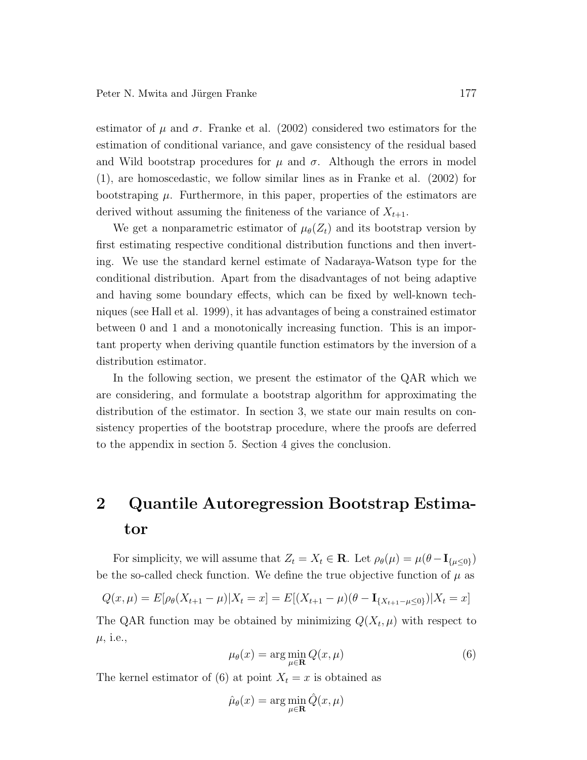estimator of $\mu$ and $\sigma$. Franke et al. (2002) considered two estimators for the estimation of conditional variance, and gave consistency of the residual based and Wild bootstrap procedures for $\mu$ and $\sigma$. Although the errors in model (1), are homoscedastic, we follow similar lines as in Franke et al. (2002) for bootstraping $\mu$. Furthermore, in this paper, properties of the estimators are derived without assuming the finiteness of the variance of $X_{t+1}$.

We get a nonparametric estimator of $\mu_\theta(Z_t)$ and its bootstrap version by first estimating respective conditional distribution functions and then inverting. We use the standard kernel estimate of Nadaraya-Watson type for the conditional distribution. Apart from the disadvantages of not being adaptive and having some boundary effects, which can be fixed by well-known techniques (see Hall et al. 1999), it has advantages of being a constrained estimator between 0 and 1 and a monotonically increasing function. This is an important property when deriving quantile function estimators by the inversion of a distribution estimator.

In the following section, we present the estimator of the QAR which we are considering, and formulate a bootstrap algorithm for approximating the distribution of the estimator. In section 3, we state our main results on consistency properties of the bootstrap procedure, where the proofs are deferred to the appendix in section 5. Section 4 gives the conclusion.

## 2 Quantile Autoregression Bootstrap Estimator

For simplicity, we will assume that $Z_t = X_t \in \mathbf{R}$. Let $\rho_\theta(\mu) = \mu(\theta - \mathbf{I}_{\{\mu \leq 0\}})$ be the so-called check function. We define the true objective function of $\mu$ as

$$Q(x, \mu) = E[\rho_\theta(X_{t+1} - \mu)|X_t = x] = E[(X_{t+1} - \mu)(\theta - \mathbf{I}_{\{X_{t+1} - \mu \leq 0\}})|X_t = x]$$

The QAR function may be obtained by minimizing $Q(X_t, \mu)$ with respect to $\mu$, i.e.,

$$\mu_\theta(x) = \arg\min_{\mu \in \mathbf{R}} Q(x, \mu) \tag{6}$$

The kernel estimator of (6) at point $X_t = x$ is obtained as

$$\hat{\mu}_\theta(x) = \arg\min_{\mu \in \mathbf{R}} \hat{Q}(x, \mu)$$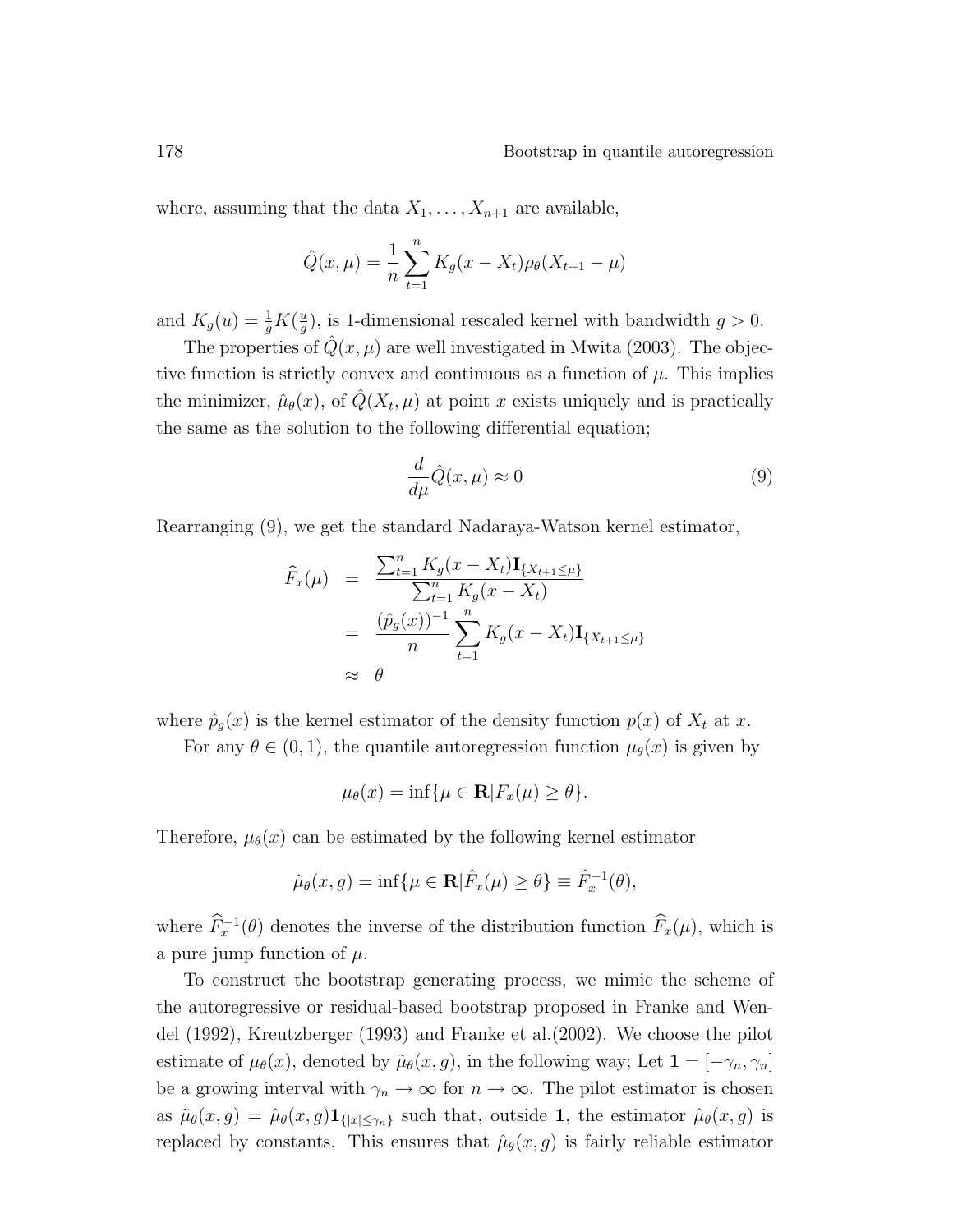where, assuming that the data $X_1, \ldots, X_{n+1}$ are available,

$$\hat{Q}(x, \mu) = \frac{1}{n} \sum_{t=1}^{n} K_g(x - X_t) \rho_\theta(X_{t+1} - \mu)$$

and $K_g(u) = \frac{1}{g} K(\frac{u}{g})$, is 1-dimensional rescaled kernel with bandwidth $g > 0$.

The properties of $\hat{Q}(x, \mu)$ are well investigated in Mwita (2003). The objective function is strictly convex and continuous as a function of $\mu$. This implies the minimizer, $\hat{\mu}_\theta(x)$, of $\hat{Q}(X_t, \mu)$ at point $x$ exists uniquely and is practically the same as the solution to the following differential equation;

$$\frac{d}{d\mu} \hat{Q}(x, \mu) \approx 0 \tag{9}$$

Rearranging (9), we get the standard Nadaraya-Watson kernel estimator,

$$\begin{aligned} \widehat{F}_x(\mu) &= \frac{\sum_{t=1}^{n} K_g(x - X_t) \mathbf{I}_{\{X_{t+1} \leq \mu\}}}{\sum_{t=1}^{n} K_g(x - X_t)} \\ &= \frac{(\hat{p}_g(x))^{-1}}{n} \sum_{t=1}^{n} K_g(x - X_t) \mathbf{I}_{\{X_{t+1} \leq \mu\}} \\ &\approx \theta \end{aligned}$$

where $\hat{p}_g(x)$ is the kernel estimator of the density function $p(x)$ of $X_t$ at $x$.

For any $\theta \in (0, 1)$, the quantile autoregression function $\mu_\theta(x)$ is given by

$$\mu_\theta(x) = \inf\{\mu \in \mathbf{R} | F_x(\mu) \geq \theta\}.$$

Therefore, $\mu_\theta(x)$ can be estimated by the following kernel estimator

$$\hat{\mu}_\theta(x, g) = \inf\{\mu \in \mathbf{R} | \hat{F}_x(\mu) \geq \theta\} \equiv \hat{F}_x^{-1}(\theta),$$

where $\widehat{F}_x^{-1}(\theta)$ denotes the inverse of the distribution function $\widehat{F}_x(\mu)$, which is a pure jump function of $\mu$.

To construct the bootstrap generating process, we mimic the scheme of the autoregressive or residual-based bootstrap proposed in Franke and Wendel (1992), Kreutzberger (1993) and Franke et al.(2002). We choose the pilot estimate of $\mu_\theta(x)$, denoted by $\tilde{\mu}_\theta(x, g)$, in the following way; Let $\mathbf{1} = [-\gamma_n, \gamma_n]$ be a growing interval with $\gamma_n \to \infty$ for $n \to \infty$. The pilot estimator is chosen as $\tilde{\mu}_\theta(x, g) = \hat{\mu}_\theta(x, g) \mathbf{1}_{\{|x| \leq \gamma_n\}}$ such that, outside $\mathbf{1}$, the estimator $\hat{\mu}_\theta(x, g)$ is replaced by constants. This ensures that $\hat{\mu}_\theta(x, g)$ is fairly reliable estimator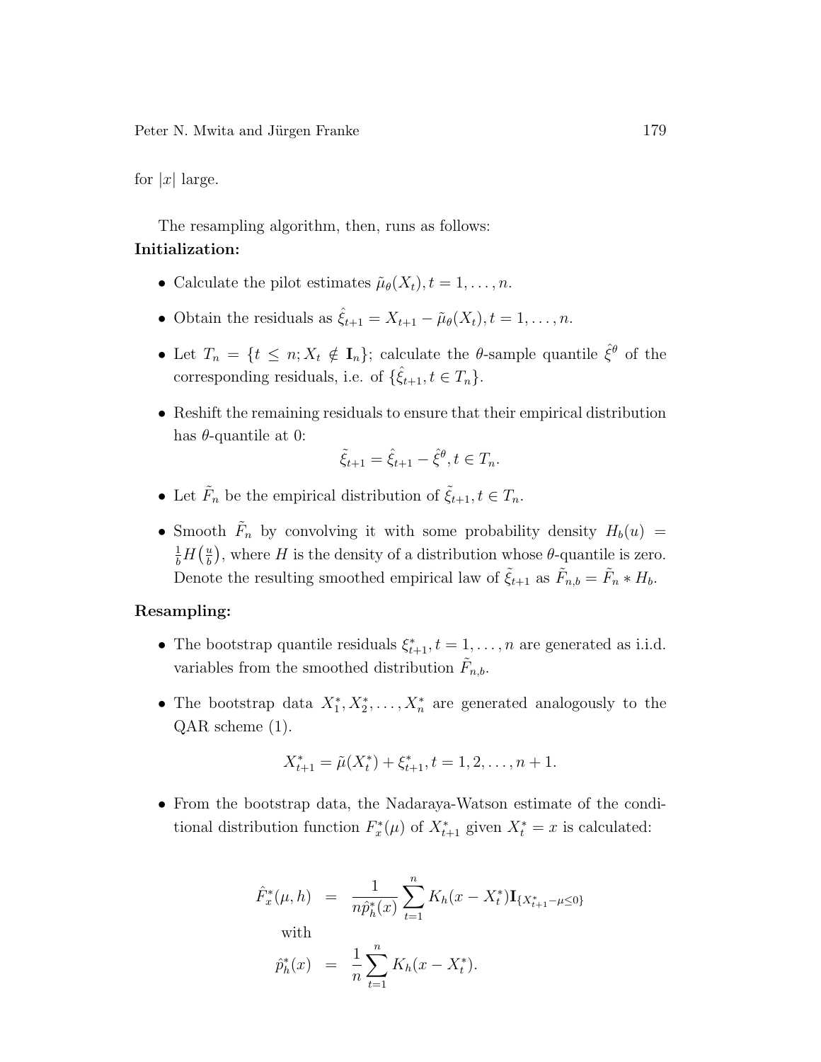for $|x|$ large.

The resampling algorithm, then, runs as follows:

**Initialization:**

- Calculate the pilot estimates $\tilde{\mu}_\theta(X_t), t = 1, \ldots, n$.
- Obtain the residuals as $\hat{\xi}_{t+1} = X_{t+1} - \tilde{\mu}_\theta(X_t), t = 1, \ldots, n$.
- Let $T_n = \{t \leq n; X_t \notin \mathbf{I}_n\}$; calculate the $\theta$-sample quantile $\hat{\xi}^\theta$ of the corresponding residuals, i.e. of $\{\hat{\xi}_{t+1}, t \in T_n\}$.
- Reshift the remaining residuals to ensure that their empirical distribution has $\theta$-quantile at 0:
$$\tilde{\xi}_{t+1} = \hat{\xi}_{t+1} - \hat{\xi}^\theta, t \in T_n.$$
- Let $\tilde{F}_n$ be the empirical distribution of $\tilde{\xi}_{t+1}, t \in T_n$.
- Smooth $\tilde{F}_n$ by convolving it with some probability density $H_b(u) = \frac{1}{b}H\big(\frac{u}{b}\big)$, where $H$ is the density of a distribution whose $\theta$-quantile is zero. Denote the resulting smoothed empirical law of $\tilde{\xi}_{t+1}$ as $\tilde{F}_{n,b} = \tilde{F}_n * H_b$.

**Resampling:**

- The bootstrap quantile residuals $\xi^*_{t+1}, t = 1, \ldots, n$ are generated as i.i.d. variables from the smoothed distribution $\tilde{F}_{n,b}$.
- The bootstrap data $X^*_1, X^*_2, \ldots, X^*_n$ are generated analogously to the QAR scheme (1).
$$X^*_{t+1} = \tilde{\mu}(X^*_t) + \xi^*_{t+1}, t = 1, 2, \ldots, n+1.$$
- From the bootstrap data, the Nadaraya-Watson estimate of the conditional distribution function $F^*_x(\mu)$ of $X^*_{t+1}$ given $X^*_t = x$ is calculated:

$$\begin{aligned}
\hat{F}^*_x(\mu, h) &= \frac{1}{n\hat{p}^*_h(x)} \sum_{t=1}^{n} K_h(x - X^*_t)\mathbf{I}_{\{X^*_{t+1} - \mu \leq 0\}} \\
&\text{with} \\
\hat{p}^*_h(x) &= \frac{1}{n} \sum_{t=1}^{n} K_h(x - X^*_t).
\end{aligned}$$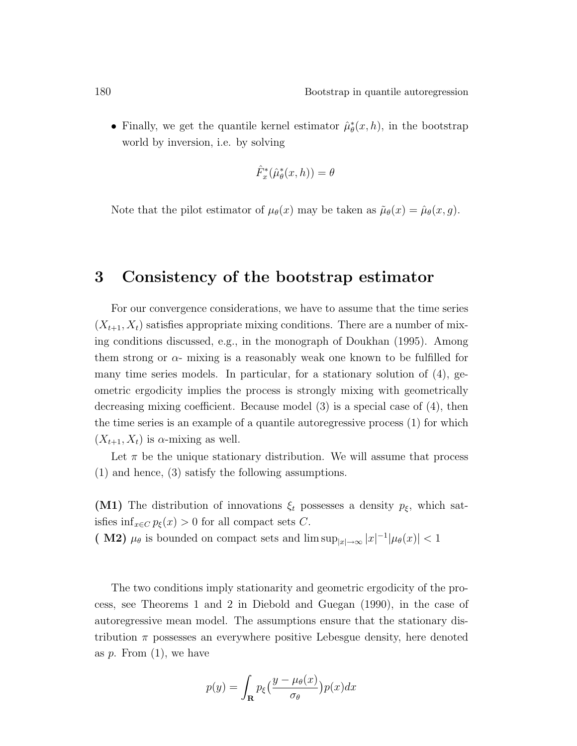- Finally, we get the quantile kernel estimator $\hat{\mu}^*_\theta(x,h)$, in the bootstrap world by inversion, i.e. by solving

$$\hat{F}^*_x(\hat{\mu}^*_\theta(x,h)) = \theta$$

Note that the pilot estimator of $\mu_\theta(x)$ may be taken as $\tilde{\mu}_\theta(x) = \hat{\mu}_\theta(x,g)$.

## 3 Consistency of the bootstrap estimator

For our convergence considerations, we have to assume that the time series $(X_{t+1}, X_t)$ satisfies appropriate mixing conditions. There are a number of mixing conditions discussed, e.g., in the monograph of Doukhan (1995). Among them strong or $\alpha$- mixing is a reasonably weak one known to be fulfilled for many time series models. In particular, for a stationary solution of (4), geometric ergodicity implies the process is strongly mixing with geometrically decreasing mixing coefficient. Because model (3) is a special case of (4), then the time series is an example of a quantile autoregressive process (1) for which $(X_{t+1}, X_t)$ is $\alpha$-mixing as well.

Let $\pi$ be the unique stationary distribution. We will assume that process (1) and hence, (3) satisfy the following assumptions.

**(M1)** The distribution of innovations $\xi_t$ possesses a density $p_\xi$, which satisfies $\inf_{x\in C} p_\xi(x) > 0$ for all compact sets $C$.
**( M2)** $\mu_\theta$ is bounded on compact sets and $\limsup_{|x|\to\infty} |x|^{-1}|\mu_\theta(x)| < 1$

The two conditions imply stationarity and geometric ergodicity of the process, see Theorems 1 and 2 in Diebold and Guegan (1990), in the case of autoregressive mean model. The assumptions ensure that the stationary distribution $\pi$ possesses an everywhere positive Lebesgue density, here denoted as $p$. From (1), we have

$$p(y) = \int_{\mathbf{R}} p_\xi\big(\frac{y-\mu_\theta(x)}{\sigma_\theta}\big)p(x)dx$$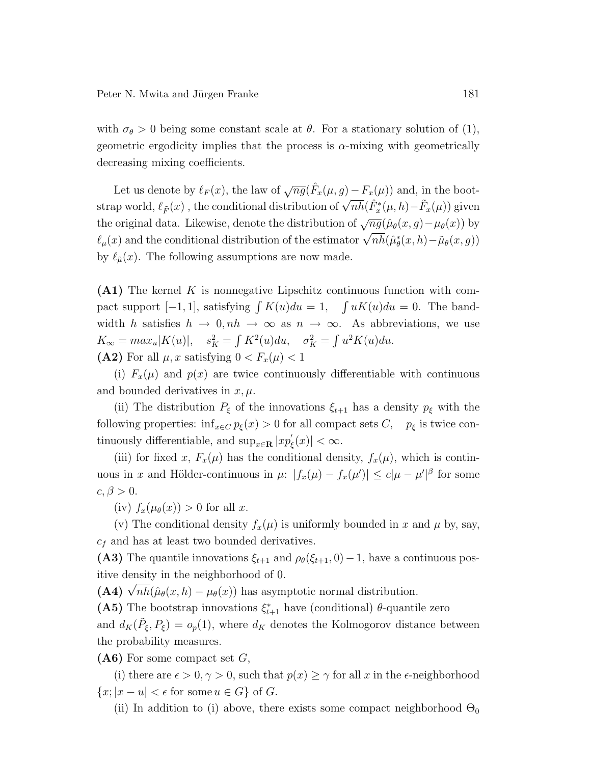with $\sigma_\theta > 0$ being some constant scale at $\theta$. For a stationary solution of (1), geometric ergodicity implies that the process is $\alpha$-mixing with geometrically decreasing mixing coefficients.

Let us denote by $\ell_F(x)$, the law of $\sqrt{ng}(\hat{F}_x(\mu, g) - F_x(\mu))$ and, in the bootstrap world, $\ell_{\tilde{F}}(x)$ , the conditional distribution of $\sqrt{nh}(\hat{F}^*_x(\mu, h) - \tilde{F}_x(\mu))$ given the original data. Likewise, denote the distribution of $\sqrt{ng}(\hat{\mu}_\theta(x, g) - \mu_\theta(x))$ by $\ell_\mu(x)$ and the conditional distribution of the estimator $\sqrt{nh}(\hat{\mu}^*_\theta(x, h) - \tilde{\mu}_\theta(x, g))$ by $\ell_{\tilde{\mu}}(x)$. The following assumptions are now made.

**(A1)** The kernel $K$ is nonnegative Lipschitz continuous function with compact support $[-1, 1]$, satisfying $\int K(u)du = 1, \quad \int uK(u)du = 0$. The bandwidth $h$ satisfies $h \to 0, nh \to \infty$ as $n \to \infty$. As abbreviations, we use $K_\infty = max_u|K(u)|, \quad s_K^2 = \int K^2(u)du, \quad \sigma_K^2 = \int u^2 K(u)du.$

**(A2)** For all $\mu, x$ satisfying $0 < F_x(\mu) < 1$

(i) $F_x(\mu)$ and $p(x)$ are twice continuously differentiable with continuous and bounded derivatives in $x, \mu$.

(ii) The distribution $P_\xi$ of the innovations $\xi_{t+1}$ has a density $p_\xi$ with the following properties: $\inf_{x \in C} p_\xi(x) > 0$ for all compact sets $C$, $\quad p_\xi$ is twice continuously differentiable, and $\sup_{x \in \mathbf{R}} |xp'_\xi(x)| < \infty$.

(iii) for fixed $x$, $F_x(\mu)$ has the conditional density, $f_x(\mu)$, which is continuous in $x$ and Hölder-continuous in $\mu$: $|f_x(\mu) - f_x(\mu')| \leq c|\mu - \mu'|^\beta$ for some $c, \beta > 0$.

(iv) $f_x(\mu_\theta(x)) > 0$ for all $x$.

(v) The conditional density $f_x(\mu)$ is uniformly bounded in $x$ and $\mu$ by, say, $c_f$ and has at least two bounded derivatives.

**(A3)** The quantile innovations $\xi_{t+1}$ and $\rho_\theta(\xi_{t+1}, 0) - 1$, have a continuous positive density in the neighborhood of 0.

**(A4)** $\sqrt{nh}(\hat{\mu}_\theta(x, h) - \mu_\theta(x))$ has asymptotic normal distribution.

**(A5)** The bootstrap innovations $\xi^*_{t+1}$ have (conditional) $\theta$-quantile zero and $d_K(\tilde{P}_\xi, P_\xi) = o_p(1)$, where $d_K$ denotes the Kolmogorov distance between the probability measures.

**(A6)** For some compact set $G$,

(i) there are $\epsilon > 0, \gamma > 0$, such that $p(x) \geq \gamma$ for all $x$ in the $\epsilon$-neighborhood $\{x; |x - u| < \epsilon \text{ for some } u \in G\}$ of $G$.

(ii) In addition to (i) above, there exists some compact neighborhood $\Theta_0$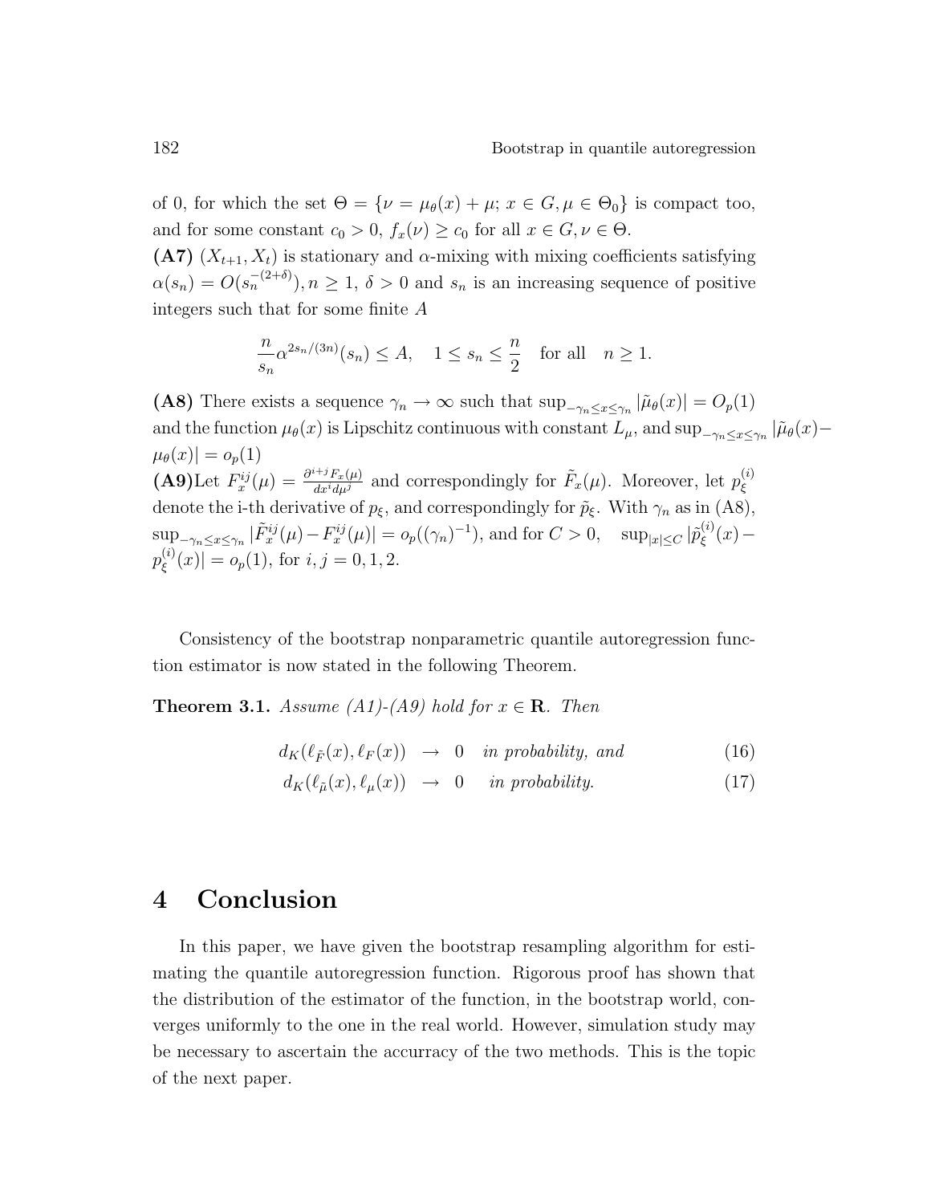of 0, for which the set $\Theta = \{\nu = \mu_\theta(x) + \mu;\, x \in G, \mu \in \Theta_0\}$ is compact too, and for some constant $c_0 > 0$, $f_x(\nu) \geq c_0$ for all $x \in G, \nu \in \Theta$.

**(A7)** $(X_{t+1}, X_t)$ is stationary and $\alpha$-mixing with mixing coefficients satisfying $\alpha(s_n) = O(s_n^{-(2+\delta)}), n \geq 1$, $\delta > 0$ and $s_n$ is an increasing sequence of positive integers such that for some finite $A$

$$\frac{n}{s_n}\alpha^{2s_n/(3n)}(s_n) \leq A, \quad 1 \leq s_n \leq \frac{n}{2} \quad \text{for all} \quad n \geq 1.$$

**(A8)** There exists a sequence $\gamma_n \to \infty$ such that $\sup_{-\gamma_n \leq x \leq \gamma_n} |\tilde{\mu}_\theta(x)| = O_p(1)$ and the function $\mu_\theta(x)$ is Lipschitz continuous with constant $L_\mu$, and $\sup_{-\gamma_n \leq x \leq \gamma_n} |\tilde{\mu}_\theta(x) - \mu_\theta(x)| = o_p(1)$

**(A9)** Let $F_x^{ij}(\mu) = \frac{\partial^{i+j} F_x(\mu)}{dx^i d\mu^j}$ and correspondingly for $\tilde{F}_x(\mu)$. Moreover, let $p_\xi^{(i)}$ denote the i-th derivative of $p_\xi$, and correspondingly for $\tilde{p}_\xi$. With $\gamma_n$ as in (A8), $\sup_{-\gamma_n \leq x \leq \gamma_n} |\tilde{F}_x^{ij}(\mu) - F_x^{ij}(\mu)| = o_p((\gamma_n)^{-1})$, and for $C > 0$, $\sup_{|x| \leq C} |\tilde{p}_\xi^{(i)}(x) - p_\xi^{(i)}(x)| = o_p(1)$, for $i, j = 0, 1, 2$.

Consistency of the bootstrap nonparametric quantile autoregression function estimator is now stated in the following Theorem.

**Theorem 3.1.** *Assume (A1)-(A9) hold for $x \in \mathbf{R}$. Then*

$$d_K(\ell_{\tilde{F}}(x), \ell_F(x)) \;\to\; 0 \quad \textit{in probability, and} \tag{16}$$

$$d_K(\ell_{\tilde{\mu}}(x), \ell_\mu(x)) \;\to\; 0 \quad \textit{in probability.} \tag{17}$$

# 4 Conclusion

In this paper, we have given the bootstrap resampling algorithm for estimating the quantile autoregression function. Rigorous proof has shown that the distribution of the estimator of the function, in the bootstrap world, converges uniformly to the one in the real world. However, simulation study may be necessary to ascertain the accurracy of the two methods. This is the topic of the next paper.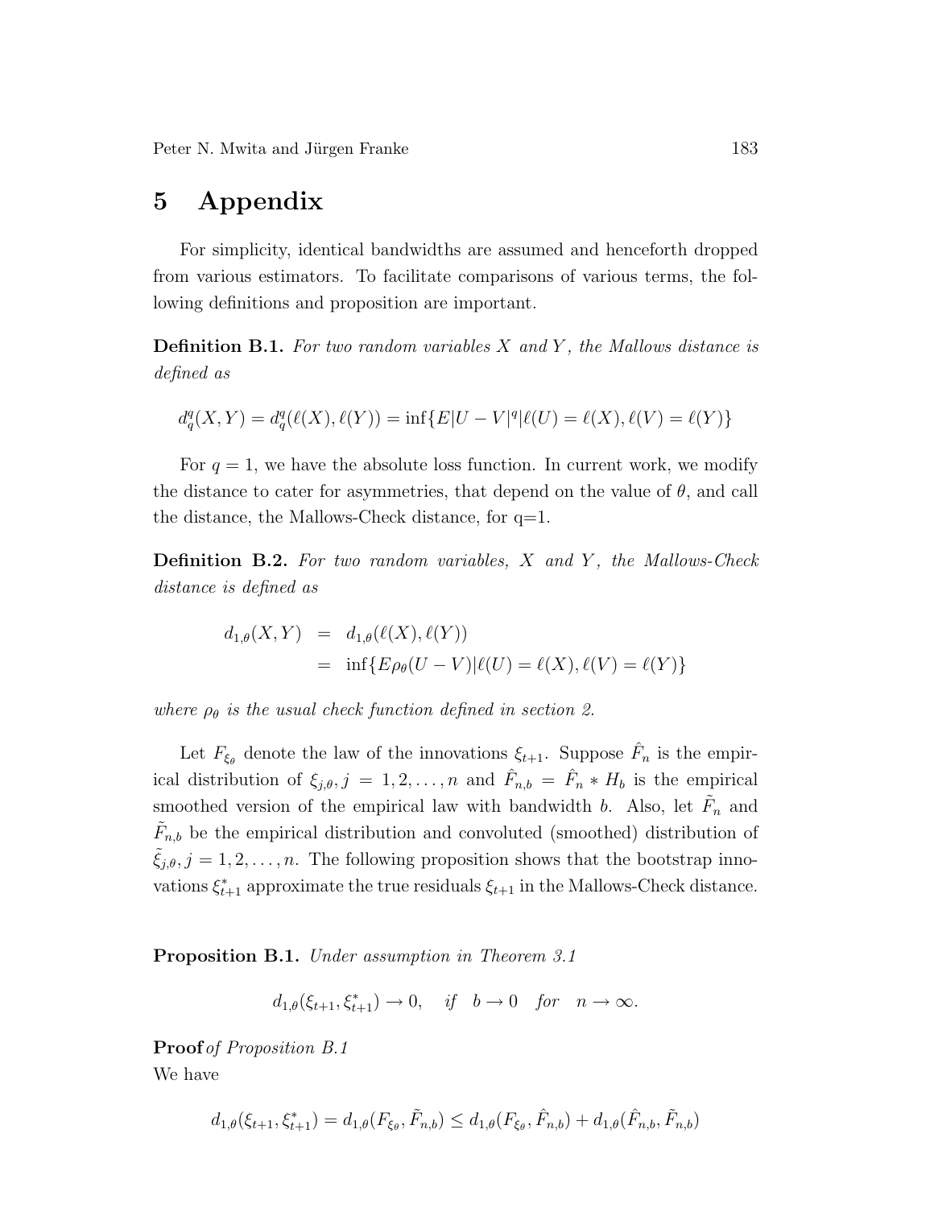# 5 Appendix

For simplicity, identical bandwidths are assumed and henceforth dropped from various estimators. To facilitate comparisons of various terms, the following definitions and proposition are important.

**Definition B.1.** *For two random variables $X$ and $Y$, the Mallows distance is defined as*

$$d_q^q(X,Y) = d_q^q(\ell(X), \ell(Y)) = \inf\{E|U-V|^q | \ell(U) = \ell(X), \ell(V) = \ell(Y)\}$$

For $q = 1$, we have the absolute loss function. In current work, we modify the distance to cater for asymmetries, that depend on the value of $\theta$, and call the distance, the Mallows-Check distance, for q=1.

**Definition B.2.** *For two random variables, $X$ and $Y$, the Mallows-Check distance is defined as*

$$\begin{aligned} d_{1,\theta}(X,Y) &= d_{1,\theta}(\ell(X), \ell(Y)) \\ &= \inf\{E\rho_\theta(U-V) | \ell(U) = \ell(X), \ell(V) = \ell(Y)\} \end{aligned}$$

*where $\rho_\theta$ is the usual check function defined in section 2.*

Let $F_{\xi_\theta}$ denote the law of the innovations $\xi_{t+1}$. Suppose $\hat{F}_n$ is the empirical distribution of $\xi_{j,\theta}, j = 1, 2, \ldots, n$ and $\hat{F}_{n,b} = \hat{F}_n * H_b$ is the empirical smoothed version of the empirical law with bandwidth $b$. Also, let $\tilde{F}_n$ and $\tilde{F}_{n,b}$ be the empirical distribution and convoluted (smoothed) distribution of $\tilde{\xi}_{j,\theta}, j = 1, 2, \ldots, n$. The following proposition shows that the bootstrap innovations $\xi^*_{t+1}$ approximate the true residuals $\xi_{t+1}$ in the Mallows-Check distance.

**Proposition B.1.** *Under assumption in Theorem 3.1*

$$d_{1,\theta}(\xi_{t+1}, \xi^*_{t+1}) \to 0, \quad \text{if} \quad b \to 0 \quad \text{for} \quad n \to \infty.$$

**Proof** *of Proposition B.1*
We have

$$d_{1,\theta}(\xi_{t+1}, \xi^*_{t+1}) = d_{1,\theta}(F_{\xi_\theta}, \tilde{F}_{n,b}) \leq d_{1,\theta}(F_{\xi_\theta}, \hat{F}_{n,b}) + d_{1,\theta}(\hat{F}_{n,b}, \tilde{F}_{n,b})$$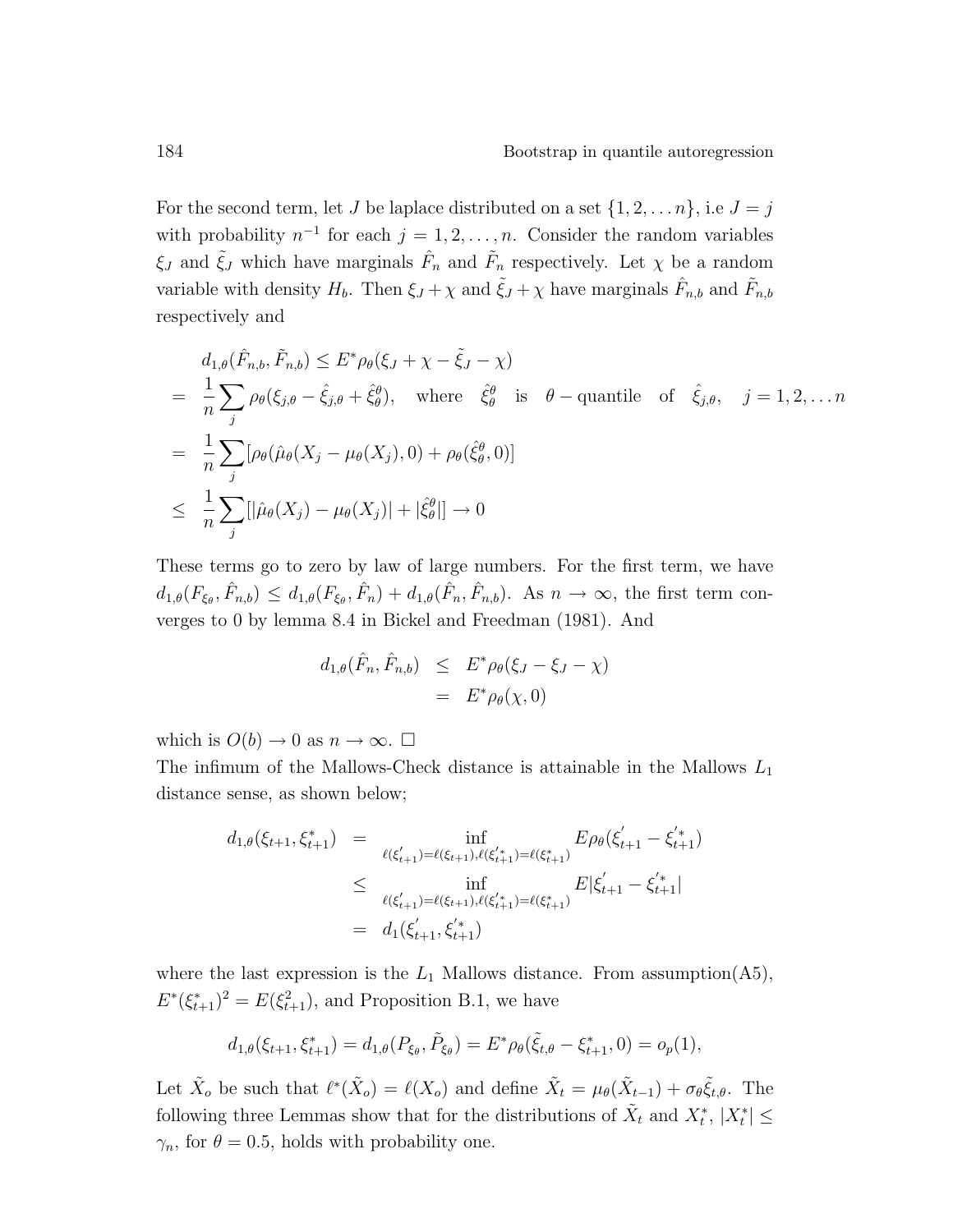For the second term, let $J$ be laplace distributed on a set $\{1, 2, \ldots n\}$, i.e $J = j$ with probability $n^{-1}$ for each $j = 1, 2, \ldots, n$. Consider the random variables $\xi_J$ and $\tilde{\xi}_J$ which have marginals $\hat{F}_n$ and $\tilde{F}_n$ respectively. Let $\chi$ be a random variable with density $H_b$. Then $\xi_J + \chi$ and $\tilde{\xi}_J + \chi$ have marginals $\hat{F}_{n,b}$ and $\tilde{F}_{n,b}$ respectively and

$$
\begin{aligned}
& d_{1,\theta}(\hat{F}_{n,b}, \tilde{F}_{n,b}) \le E^* \rho_\theta(\xi_J + \chi - \tilde{\xi}_J - \chi) \\
= \; & \frac{1}{n} \sum_j \rho_\theta(\xi_{j,\theta} - \hat{\xi}_{j,\theta} + \hat{\xi}^\theta_\theta), \quad \text{where} \quad \hat{\xi}^\theta_\theta \quad \text{is} \quad \theta - \text{quantile} \quad \text{of} \quad \hat{\xi}_{j,\theta}, \quad j = 1, 2, \ldots n \\
= \; & \frac{1}{n} \sum_j [\rho_\theta(\hat{\mu}_\theta(X_j - \mu_\theta(X_j), 0) + \rho_\theta(\hat{\xi}^\theta_\theta, 0)] \\
\le \; & \frac{1}{n} \sum_j [|\hat{\mu}_\theta(X_j) - \mu_\theta(X_j)| + |\hat{\xi}^\theta_\theta|] \to 0
\end{aligned}
$$

These terms go to zero by law of large numbers. For the first term, we have $d_{1,\theta}(F_{\xi_\theta}, \hat{F}_{n,b}) \le d_{1,\theta}(F_{\xi_\theta}, \hat{F}_n) + d_{1,\theta}(\hat{F}_n, \hat{F}_{n,b})$. As $n \to \infty$, the first term converges to 0 by lemma 8.4 in Bickel and Freedman (1981). And

$$
\begin{aligned}
d_{1,\theta}(\hat{F}_n, \hat{F}_{n,b}) & \le E^* \rho_\theta(\xi_J - \xi_J - \chi) \\
& = E^* \rho_\theta(\chi, 0)
\end{aligned}
$$

which is $O(b) \to 0$ as $n \to \infty$. $\square$

The infimum of the Mallows-Check distance is attainable in the Mallows $L_1$ distance sense, as shown below;

$$
\begin{aligned}
d_{1,\theta}(\xi_{t+1}, \xi^*_{t+1}) & = \inf_{\ell(\xi'_{t+1}) = \ell(\xi_{t+1}), \ell(\xi'^*_{t+1}) = \ell(\xi^*_{t+1})} E \rho_\theta(\xi'_{t+1} - \xi'^*_{t+1}) \\
& \le \inf_{\ell(\xi'_{t+1}) = \ell(\xi_{t+1}), \ell(\xi'^*_{t+1}) = \ell(\xi^*_{t+1})} E |\xi'_{t+1} - \xi'^*_{t+1}| \\
& = d_1(\xi'_{t+1}, \xi'^*_{t+1})
\end{aligned}
$$

where the last expression is the $L_1$ Mallows distance. From assumption(A5), $E^*(\xi^*_{t+1})^2 = E(\xi^2_{t+1})$, and Proposition B.1, we have

$$
d_{1,\theta}(\xi_{t+1}, \xi^*_{t+1}) = d_{1,\theta}(P_{\xi_\theta}, \tilde{P}_{\xi_\theta}) = E^* \rho_\theta(\tilde{\xi}_{t,\theta} - \xi^*_{t+1}, 0) = o_p(1),
$$

Let $\tilde{X}_o$ be such that $\ell^*(\tilde{X}_o) = \ell(X_o)$ and define $\tilde{X}_t = \mu_\theta(\tilde{X}_{t-1}) + \sigma_\theta \tilde{\xi}_{t,\theta}$. The following three Lemmas show that for the distributions of $\tilde{X}_t$ and $X^*_t$, $|X^*_t| \le \gamma_n$, for $\theta = 0.5$, holds with probability one.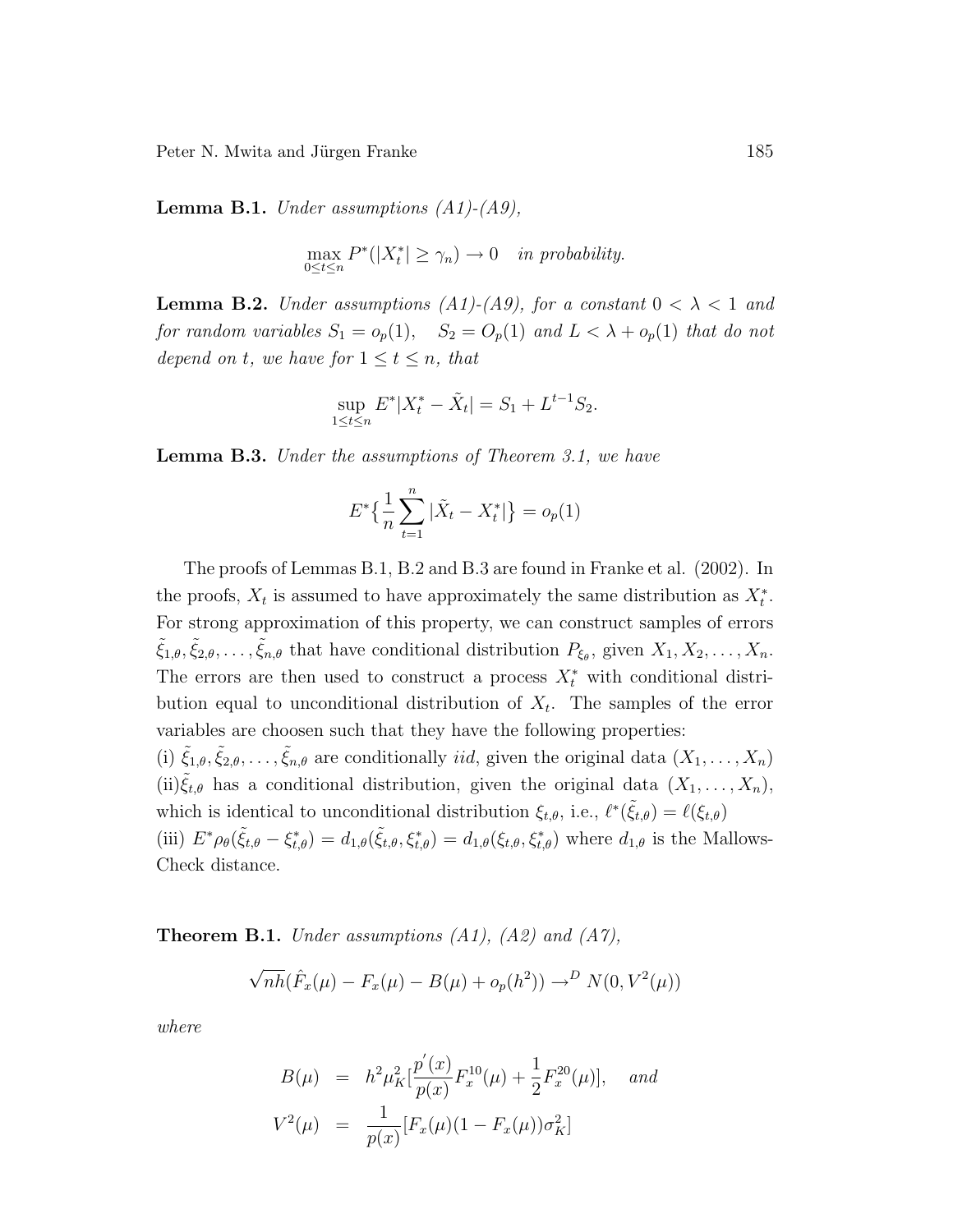**Lemma B.1.** *Under assumptions (A1)-(A9),*

$$\max_{0 \leq t \leq n} P^*(|X_t^*| \geq \gamma_n) \to 0 \quad \textit{in probability.}$$

**Lemma B.2.** *Under assumptions (A1)-(A9), for a constant $0 < \lambda < 1$ and for random variables $S_1 = o_p(1)$, $\quad S_2 = O_p(1)$ and $L < \lambda + o_p(1)$ that do not depend on $t$, we have for $1 \leq t \leq n$, that*

$$\sup_{1 \leq t \leq n} E^*|X_t^* - \tilde{X}_t| = S_1 + L^{t-1} S_2.$$

**Lemma B.3.** *Under the assumptions of Theorem 3.1, we have*

$$E^*\big\{\frac{1}{n}\sum_{t=1}^{n}|\tilde{X}_t - X_t^*|\big\} = o_p(1)$$

The proofs of Lemmas B.1, B.2 and B.3 are found in Franke et al. (2002). In the proofs, $X_t$ is assumed to have approximately the same distribution as $X_t^*$. For strong approximation of this property, we can construct samples of errors $\tilde{\xi}_{1,\theta}, \tilde{\xi}_{2,\theta}, \ldots, \tilde{\xi}_{n,\theta}$ that have conditional distribution $P_{\xi_\theta}$, given $X_1, X_2, \ldots, X_n$. The errors are then used to construct a process $X_t^*$ with conditional distribution equal to unconditional distribution of $X_t$. The samples of the error variables are choosen such that they have the following properties:
(i) $\tilde{\xi}_{1,\theta}, \tilde{\xi}_{2,\theta}, \ldots, \tilde{\xi}_{n,\theta}$ are conditionally *iid*, given the original data $(X_1, \ldots, X_n)$
(ii)$\tilde{\xi}_{t,\theta}$ has a conditional distribution, given the original data $(X_1, \ldots, X_n)$, which is identical to unconditional distribution $\xi_{t,\theta}$, i.e., $\ell^*(\tilde{\xi}_{t,\theta}) = \ell(\xi_{t,\theta})$
(iii) $E^*\rho_\theta(\tilde{\xi}_{t,\theta} - \xi_{t,\theta}^*) = d_{1,\theta}(\tilde{\xi}_{t,\theta}, \xi_{t,\theta}^*) = d_{1,\theta}(\xi_{t,\theta}, \xi_{t,\theta}^*)$ where $d_{1,\theta}$ is the Mallows-Check distance.

**Theorem B.1.** *Under assumptions (A1), (A2) and (A7),*

$$\sqrt{nh}(\hat{F}_x(\mu) - F_x(\mu) - B(\mu) + o_p(h^2)) \to^D N(0, V^2(\mu))$$

*where*

$$B(\mu) = h^2\mu_K^2\Big[\frac{p'(x)}{p(x)}F_x^{10}(\mu) + \frac{1}{2}F_x^{20}(\mu)\Big], \quad \textit{and}$$

$$V^2(\mu) = \frac{1}{p(x)}[F_x(\mu)(1 - F_x(\mu))\sigma_K^2]$$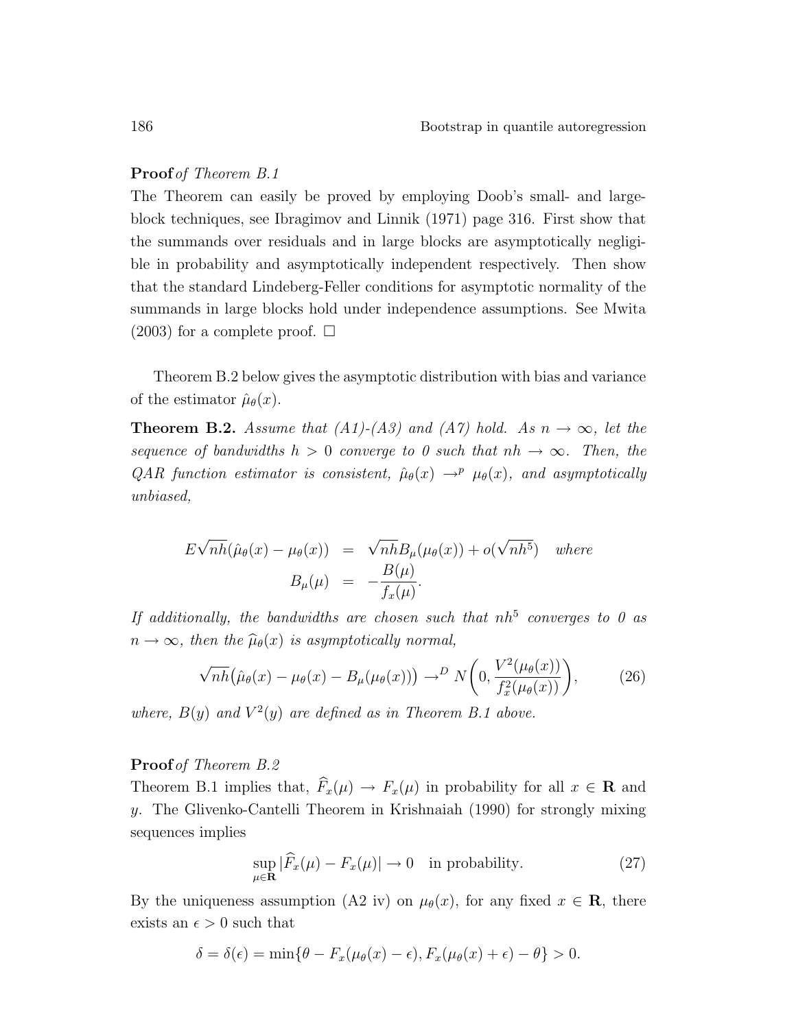**Proof** *of Theorem B.1*
The Theorem can easily be proved by employing Doob's small- and large-block techniques, see Ibragimov and Linnik (1971) page 316. First show that the summands over residuals and in large blocks are asymptotically negligible in probability and asymptotically independent respectively. Then show that the standard Lindeberg-Feller conditions for asymptotic normality of the summands in large blocks hold under independence assumptions. See Mwita (2003) for a complete proof. □

Theorem B.2 below gives the asymptotic distribution with bias and variance of the estimator $\hat{\mu}_\theta(x)$.

**Theorem B.2.** *Assume that (A1)-(A3) and (A7) hold. As $n \to \infty$, let the sequence of bandwidths $h > 0$ converge to 0 such that $nh \to \infty$. Then, the QAR function estimator is consistent, $\hat{\mu}_\theta(x) \to^p \mu_\theta(x)$, and asymptotically unbiased,*

$$
\begin{aligned}
E\sqrt{nh}(\hat{\mu}_\theta(x) - \mu_\theta(x)) &= \sqrt{nh}B_\mu(\mu_\theta(x)) + o(\sqrt{nh^5}) \quad \textit{where} \\
B_\mu(\mu) &= -\frac{B(\mu)}{f_x(\mu)}.
\end{aligned}
$$

*If additionally, the bandwidths are chosen such that $nh^5$ converges to 0 as $n \to \infty$, then the $\widehat{\mu}_\theta(x)$ is asymptotically normal,*

$$
\sqrt{nh}\big(\hat{\mu}_\theta(x) - \mu_\theta(x) - B_\mu(\mu_\theta(x))\big) \to^D N\bigg(0, \frac{V^2(\mu_\theta(x))}{f_x^2(\mu_\theta(x))}\bigg), \tag{26}
$$

*where, $B(y)$ and $V^2(y)$ are defined as in Theorem B.1 above.*

**Proof** *of Theorem B.2*
Theorem B.1 implies that, $\widehat{F}_x(\mu) \to F_x(\mu)$ in probability for all $x \in \mathbf{R}$ and $y$. The Glivenko-Cantelli Theorem in Krishnaiah (1990) for strongly mixing sequences implies

$$
\sup_{\mu \in \mathbf{R}} |\widehat{F}_x(\mu) - F_x(\mu)| \to 0 \quad \text{in probability.} \tag{27}
$$

By the uniqueness assumption (A2 iv) on $\mu_\theta(x)$, for any fixed $x \in \mathbf{R}$, there exists an $\epsilon > 0$ such that

$$
\delta = \delta(\epsilon) = \min\{\theta - F_x(\mu_\theta(x) - \epsilon), F_x(\mu_\theta(x) + \epsilon) - \theta\} > 0.
$$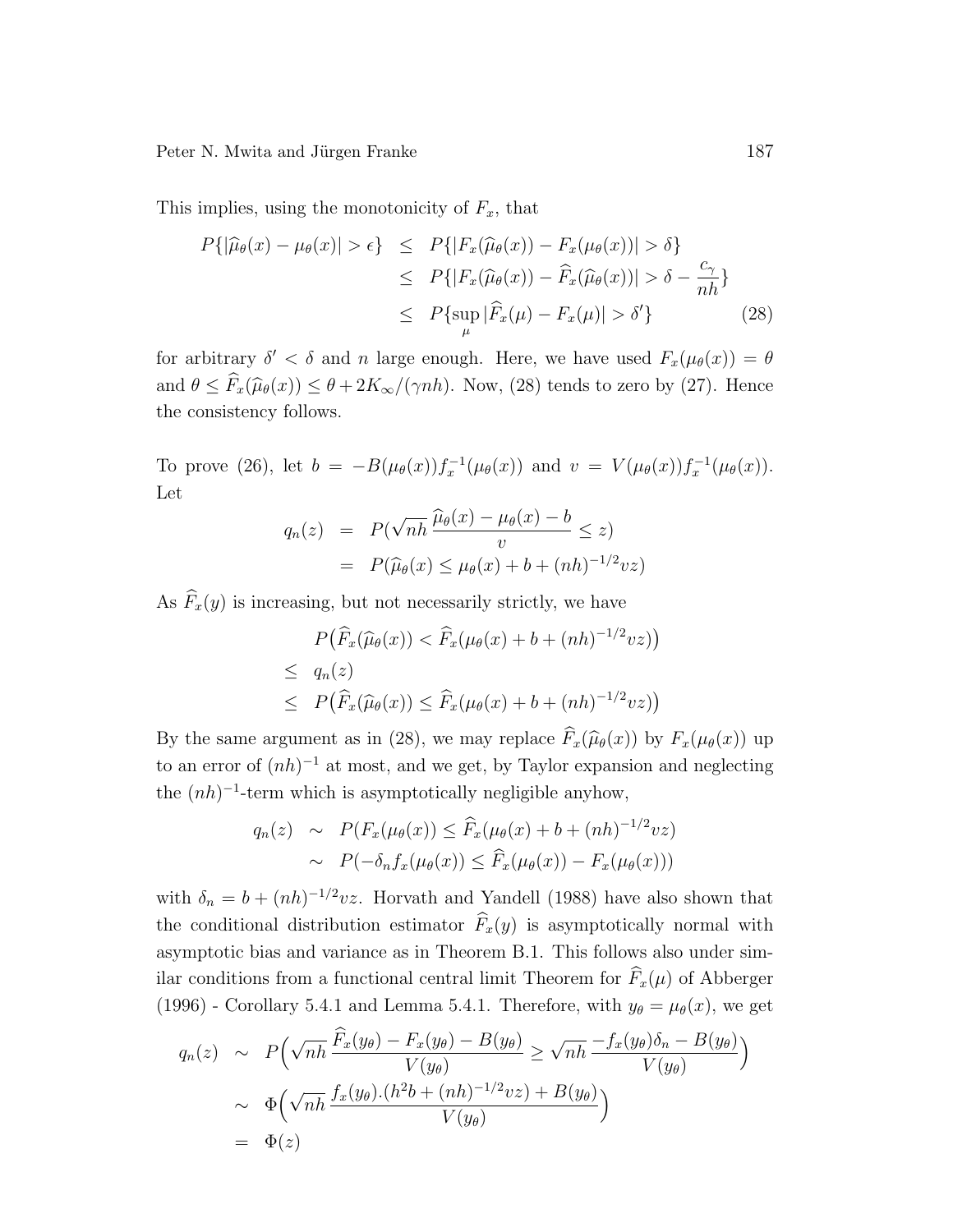This implies, using the monotonicity of $F_x$, that

$$
\begin{aligned}
P\{|\widehat{\mu}_\theta(x) - \mu_\theta(x)| > \epsilon\} &\leq P\{|F_x(\widehat{\mu}_\theta(x)) - F_x(\mu_\theta(x))| > \delta\} \\
&\leq P\{|F_x(\widehat{\mu}_\theta(x)) - \widehat{F}_x(\widehat{\mu}_\theta(x))| > \delta - \frac{c_\gamma}{nh}\} \\
&\leq P\{\sup_\mu |\widehat{F}_x(\mu) - F_x(\mu)| > \delta'\} \qquad (28)
\end{aligned}
$$

for arbitrary $\delta' < \delta$ and $n$ large enough. Here, we have used $F_x(\mu_\theta(x)) = \theta$ and $\theta \leq \widehat{F}_x(\widehat{\mu}_\theta(x)) \leq \theta + 2K_\infty/(\gamma nh)$. Now, (28) tends to zero by (27). Hence the consistency follows.

To prove (26), let $b = -B(\mu_\theta(x))f_x^{-1}(\mu_\theta(x))$ and $v = V(\mu_\theta(x))f_x^{-1}(\mu_\theta(x))$. Let

$$
\begin{aligned}
q_n(z) &= P(\sqrt{nh}\,\frac{\widehat{\mu}_\theta(x) - \mu_\theta(x) - b}{v} \leq z) \\
&= P(\widehat{\mu}_\theta(x) \leq \mu_\theta(x) + b + (nh)^{-1/2}vz)
\end{aligned}
$$

As $\widehat{F}_x(y)$ is increasing, but not necessarily strictly, we have

$$
\begin{aligned}
& P\big(\widehat{F}_x(\widehat{\mu}_\theta(x)) < \widehat{F}_x(\mu_\theta(x) + b + (nh)^{-1/2}vz)\big) \\
\leq \;& q_n(z) \\
\leq \;& P\big(\widehat{F}_x(\widehat{\mu}_\theta(x)) \leq \widehat{F}_x(\mu_\theta(x) + b + (nh)^{-1/2}vz)\big)
\end{aligned}
$$

By the same argument as in (28), we may replace $\widehat{F}_x(\widehat{\mu}_\theta(x))$ by $F_x(\mu_\theta(x))$ up to an error of $(nh)^{-1}$ at most, and we get, by Taylor expansion and neglecting the $(nh)^{-1}$-term which is asymptotically negligible anyhow,

$$
\begin{aligned}
q_n(z) &\sim P(F_x(\mu_\theta(x)) \leq \widehat{F}_x(\mu_\theta(x) + b + (nh)^{-1/2}vz) \\
&\sim P(-\delta_n f_x(\mu_\theta(x)) \leq \widehat{F}_x(\mu_\theta(x)) - F_x(\mu_\theta(x)))
\end{aligned}
$$

with $\delta_n = b + (nh)^{-1/2}vz$. Horvath and Yandell (1988) have also shown that the conditional distribution estimator $\widehat{F}_x(y)$ is asymptotically normal with asymptotic bias and variance as in Theorem B.1. This follows also under similar conditions from a functional central limit Theorem for $\widehat{F}_x(\mu)$ of Abberger (1996) - Corollary 5.4.1 and Lemma 5.4.1. Therefore, with $y_\theta = \mu_\theta(x)$, we get

$$
\begin{aligned}
q_n(z) &\sim P\Big(\sqrt{nh}\,\frac{\widehat{F}_x(y_\theta) - F_x(y_\theta) - B(y_\theta)}{V(y_\theta)} \geq \sqrt{nh}\,\frac{-f_x(y_\theta)\delta_n - B(y_\theta)}{V(y_\theta)}\Big) \\
&\sim \Phi\Big(\sqrt{nh}\,\frac{f_x(y_\theta).(h^2 b + (nh)^{-1/2}vz) + B(y_\theta)}{V(y_\theta)}\Big) \\
&= \Phi(z)
\end{aligned}
$$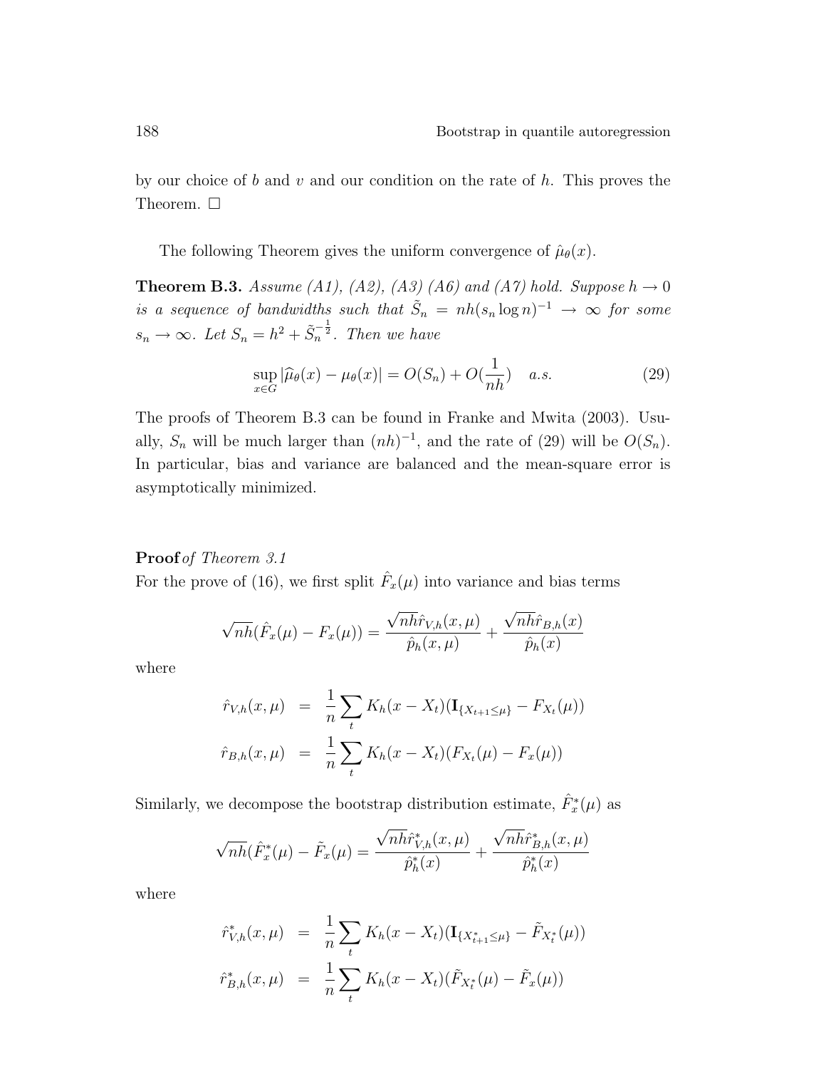by our choice of $b$ and $v$ and our condition on the rate of $h$. This proves the Theorem. □

The following Theorem gives the uniform convergence of $\hat{\mu}_\theta(x)$.

**Theorem B.3.** *Assume (A1), (A2), (A3) (A6) and (A7) hold. Suppose $h \to 0$ is a sequence of bandwidths such that $\tilde{S}_n = nh(s_n \log n)^{-1} \to \infty$ for some $s_n \to \infty$. Let $S_n = h^2 + \tilde{S}_n^{-\frac{1}{2}}$. Then we have*

$$\sup_{x \in G} |\widehat{\mu}_\theta(x) - \mu_\theta(x)| = O(S_n) + O(\frac{1}{nh}) \quad a.s. \tag{29}$$

The proofs of Theorem B.3 can be found in Franke and Mwita (2003). Usually, $S_n$ will be much larger than $(nh)^{-1}$, and the rate of (29) will be $O(S_n)$. In particular, bias and variance are balanced and the mean-square error is asymptotically minimized.

**Proof** *of Theorem 3.1*
For the prove of (16), we first split $\hat{F}_x(\mu)$ into variance and bias terms

$$\sqrt{nh}(\hat{F}_x(\mu) - F_x(\mu)) = \frac{\sqrt{nh}\hat{r}_{V,h}(x,\mu)}{\hat{p}_h(x,\mu)} + \frac{\sqrt{nh}\hat{r}_{B,h}(x)}{\hat{p}_h(x)}$$

where

$$\begin{aligned}
\hat{r}_{V,h}(x,\mu) &= \frac{1}{n}\sum_t K_h(x - X_t)(\mathbf{I}_{\{X_{t+1} \le \mu\}} - F_{X_t}(\mu)) \\
\hat{r}_{B,h}(x,\mu) &= \frac{1}{n}\sum_t K_h(x - X_t)(F_{X_t}(\mu) - F_x(\mu))
\end{aligned}$$

Similarly, we decompose the bootstrap distribution estimate, $\hat{F}^*_x(\mu)$ as

$$\sqrt{nh}(\hat{F}^*_x(\mu) - \tilde{F}_x(\mu)) = \frac{\sqrt{nh}\hat{r}^*_{V,h}(x,\mu)}{\hat{p}^*_h(x)} + \frac{\sqrt{nh}\hat{r}^*_{B,h}(x,\mu)}{\hat{p}^*_h(x)}$$

where

$$\begin{aligned}
\hat{r}^*_{V,h}(x,\mu) &= \frac{1}{n}\sum_t K_h(x - X_t)(\mathbf{I}_{\{X^*_{t+1} \le \mu\}} - \tilde{F}_{X^*_t}(\mu)) \\
\hat{r}^*_{B,h}(x,\mu) &= \frac{1}{n}\sum_t K_h(x - X_t)(\tilde{F}_{X^*_t}(\mu) - \tilde{F}_x(\mu))
\end{aligned}$$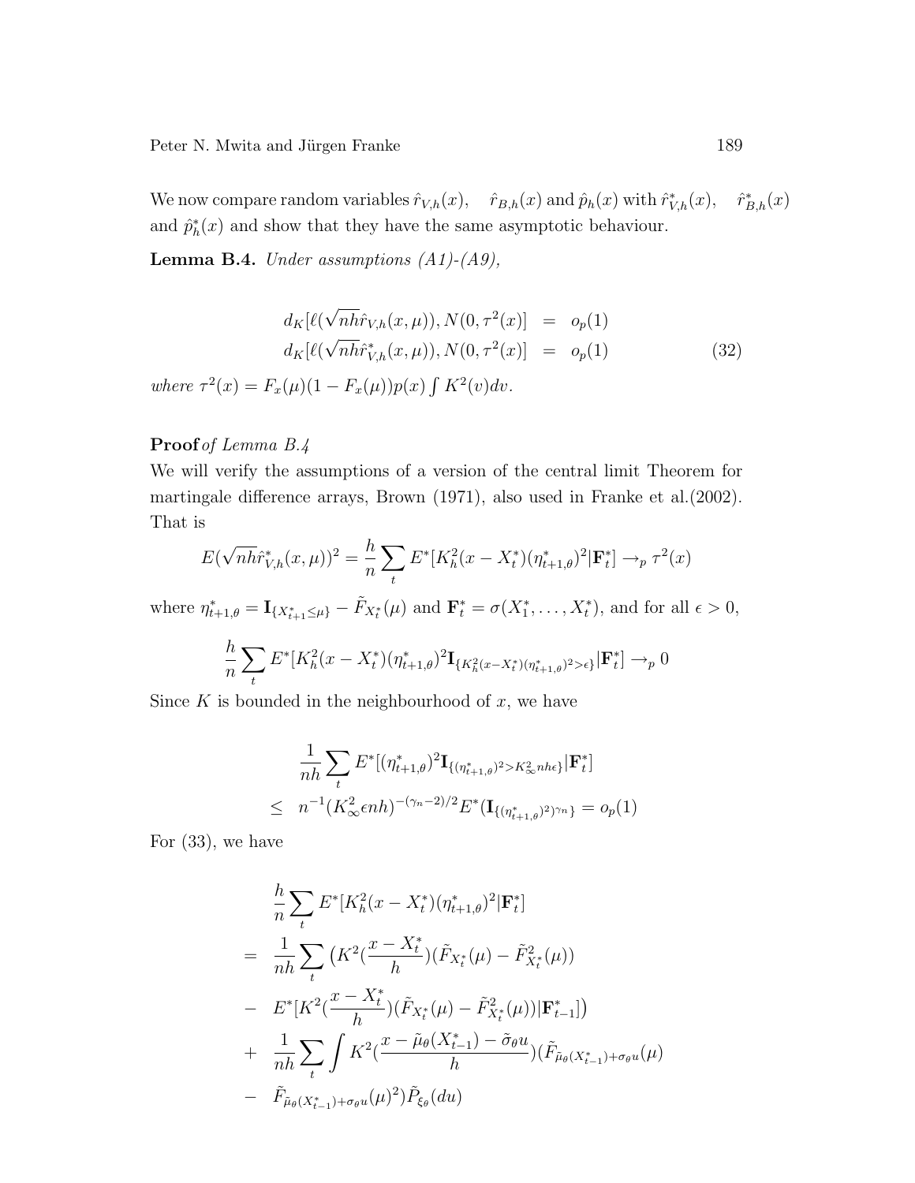We now compare random variables $\hat{r}_{V,h}(x)$, $\hat{r}_{B,h}(x)$ and $\hat{p}_h(x)$ with $\hat{r}^*_{V,h}(x)$, $\hat{r}^*_{B,h}(x)$ and $\hat{p}^*_h(x)$ and show that they have the same asymptotic behaviour.

**Lemma B.4.** *Under assumptions (A1)-(A9),*

$$
\begin{aligned}
d_K[\ell(\sqrt{nh}\hat{r}_{V,h}(x,\mu)), N(0,\tau^2(x)] &= o_p(1) \\
d_K[\ell(\sqrt{nh}\hat{r}^*_{V,h}(x,\mu)), N(0,\tau^2(x)] &= o_p(1)
\end{aligned} \tag{32}
$$

*where* $\tau^2(x) = F_x(\mu)(1-F_x(\mu))p(x)\int K^2(v)dv$.

**Proof** *of Lemma B.4*

We will verify the assumptions of a version of the central limit Theorem for martingale difference arrays, Brown (1971), also used in Franke et al.(2002). That is

$$
E(\sqrt{nh}\hat{r}^*_{V,h}(x,\mu))^2 = \frac{h}{n}\sum_t E^*[K_h^2(x-X^*_t)(\eta^*_{t+1,\theta})^2|\mathbf{F}^*_t] \rightarrow_p \tau^2(x)
$$

where $\eta^*_{t+1,\theta} = \mathbf{I}_{\{X^*_{t+1}\leq\mu\}} - \tilde{F}_{X^*_t}(\mu)$ and $\mathbf{F}^*_t = \sigma(X^*_1,\ldots,X^*_t)$, and for all $\epsilon > 0$,

$$
\frac{h}{n}\sum_t E^*[K_h^2(x-X^*_t)(\eta^*_{t+1,\theta})^2\mathbf{I}_{\{K_h^2(x-X^*_t)(\eta^*_{t+1,\theta})^2>\epsilon\}}|\mathbf{F}^*_t] \rightarrow_p 0
$$

Since $K$ is bounded in the neighbourhood of $x$, we have

$$
\begin{aligned}
&\frac{1}{nh}\sum_t E^*[(\eta^*_{t+1,\theta})^2\mathbf{I}_{\{(\eta^*_{t+1,\theta})^2>K_\infty^2 nh\epsilon\}}|\mathbf{F}^*_t] \\
\leq\ & n^{-1}(K_\infty^2\epsilon nh)^{-(\gamma_n-2)/2}E^*(\mathbf{I}_{\{(\eta^*_{t+1,\theta})^2)^{\gamma_n}\}}) = o_p(1)
\end{aligned}
$$

For (33), we have

$$
\begin{aligned}
&\frac{h}{n}\sum_t E^*[K_h^2(x-X^*_t)(\eta^*_{t+1,\theta})^2|\mathbf{F}^*_t] \\
=\ & \frac{1}{nh}\sum_t \big(K^2(\frac{x-X^*_t}{h})(\tilde{F}_{X^*_t}(\mu) - \tilde{F}^2_{X^*_t}(\mu)) \\
-\ & E^*[K^2(\frac{x-X^*_t}{h})(\tilde{F}_{X^*_t}(\mu) - \tilde{F}^2_{X^*_t}(\mu))|\mathbf{F}^*_{t-1}]\big) \\
+\ & \frac{1}{nh}\sum_t \int K^2(\frac{x-\tilde{\mu}_\theta(X^*_{t-1})-\tilde{\sigma}_\theta u}{h})(\tilde{F}_{\tilde{\mu}_\theta(X^*_{t-1})+\sigma_\theta u}(\mu) \\
-\ & \tilde{F}_{\tilde{\mu}_\theta(X^*_{t-1})+\sigma_\theta u}(\mu)^2)\tilde{P}_{\xi_\theta}(du)
\end{aligned}
$$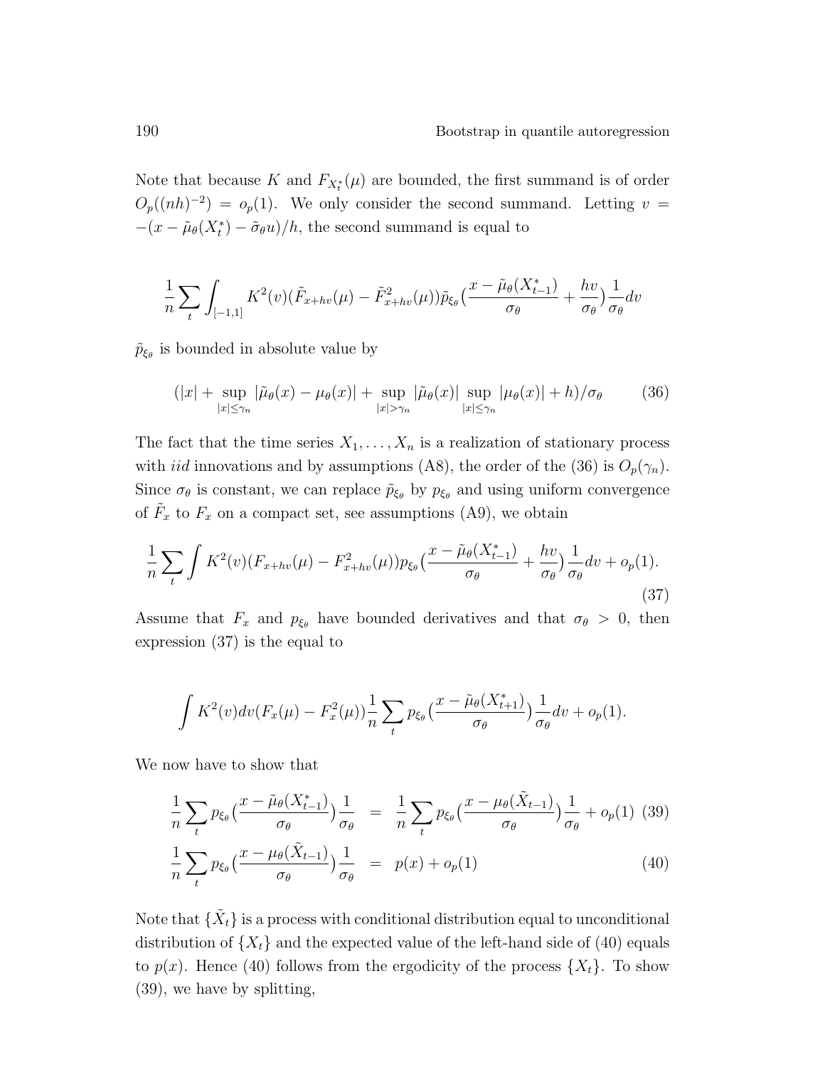Note that because $K$ and $F_{X_t^*}(\mu)$ are bounded, the first summand is of order $O_p((nh)^{-2}) = o_p(1)$. We only consider the second summand. Letting $v = -(x - \tilde{\mu}_\theta(X_t^*) - \tilde{\sigma}_\theta u)/h$, the second summand is equal to

$$\frac{1}{n}\sum_t \int_{[-1,1]} K^2(v)(\tilde{F}_{x+hv}(\mu) - \tilde{F}^2_{x+hv}(\mu))\tilde{p}_{\xi_\theta}\big(\frac{x - \tilde{\mu}_\theta(X^*_{t-1})}{\sigma_\theta} + \frac{hv}{\sigma_\theta}\big)\frac{1}{\sigma_\theta}dv$$

$\tilde{p}_{\xi_\theta}$ is bounded in absolute value by

$$(|x| + \sup_{|x|\leq\gamma_n}|\tilde{\mu}_\theta(x) - \mu_\theta(x)| + \sup_{|x|>\gamma_n}|\tilde{\mu}_\theta(x)| \sup_{|x|\leq\gamma_n}|\mu_\theta(x)| + h)/\sigma_\theta \tag{36}$$

The fact that the time series $X_1, \ldots, X_n$ is a realization of stationary process with *iid* innovations and by assumptions (A8), the order of the (36) is $O_p(\gamma_n)$. Since $\sigma_\theta$ is constant, we can replace $\tilde{p}_{\xi_\theta}$ by $p_{\xi_\theta}$ and using uniform convergence of $\tilde{F}_x$ to $F_x$ on a compact set, see assumptions (A9), we obtain

$$\frac{1}{n}\sum_t \int K^2(v)(F_{x+hv}(\mu) - F^2_{x+hv}(\mu))p_{\xi_\theta}\big(\frac{x - \tilde{\mu}_\theta(X^*_{t-1})}{\sigma_\theta} + \frac{hv}{\sigma_\theta}\big)\frac{1}{\sigma_\theta}dv + o_p(1). \tag{37}$$

Assume that $F_x$ and $p_{\xi_\theta}$ have bounded derivatives and that $\sigma_\theta > 0$, then expression (37) is the equal to

$$\int K^2(v)dv(F_x(\mu) - F^2_x(\mu))\frac{1}{n}\sum_t p_{\xi_\theta}\big(\frac{x - \tilde{\mu}_\theta(X^*_{t+1})}{\sigma_\theta}\big)\frac{1}{\sigma_\theta}dv + o_p(1).$$

We now have to show that

$$\frac{1}{n}\sum_t p_{\xi_\theta}\big(\frac{x - \tilde{\mu}_\theta(X^*_{t-1})}{\sigma_\theta}\big)\frac{1}{\sigma_\theta} = \frac{1}{n}\sum_t p_{\xi_\theta}\big(\frac{x - \mu_\theta(\tilde{X}_{t-1})}{\sigma_\theta}\big)\frac{1}{\sigma_\theta} + o_p(1) \tag{39}$$

$$\frac{1}{n}\sum_t p_{\xi_\theta}\big(\frac{x - \mu_\theta(\tilde{X}_{t-1})}{\sigma_\theta}\big)\frac{1}{\sigma_\theta} = p(x) + o_p(1) \tag{40}$$

Note that $\{\tilde{X}_t\}$ is a process with conditional distribution equal to unconditional distribution of $\{X_t\}$ and the expected value of the left-hand side of (40) equals to $p(x)$. Hence (40) follows from the ergodicity of the process $\{X_t\}$. To show (39), we have by splitting,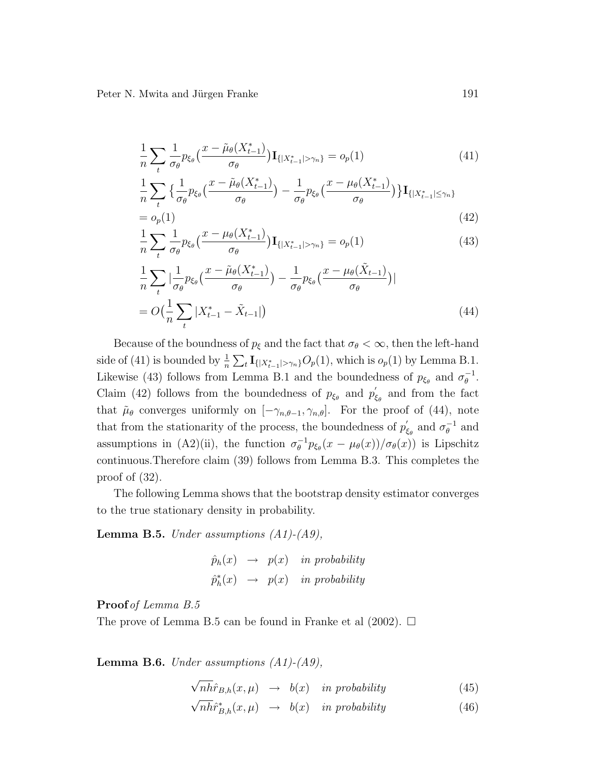$$\frac{1}{n}\sum_t \frac{1}{\sigma_\theta} p_{\xi_\theta}\big(\frac{x-\tilde{\mu}_\theta(X^*_{t-1})}{\sigma_\theta}\big)\mathbf{I}_{\{|X^*_{t-1}|>\gamma_n\}} = o_p(1) \tag{41}$$

$$\frac{1}{n}\sum_t \big\{\frac{1}{\sigma_\theta} p_{\xi_\theta}\big(\frac{x-\tilde{\mu}_\theta(X^*_{t-1})}{\sigma_\theta}\big) - \frac{1}{\sigma_\theta} p_{\xi_\theta}\big(\frac{x-\mu_\theta(X^*_{t-1})}{\sigma_\theta}\big)\big\}\mathbf{I}_{\{|X^*_{t-1}|\le\gamma_n\}}$$
$$= o_p(1) \tag{42}$$

$$\frac{1}{n}\sum_t \frac{1}{\sigma_\theta} p_{\xi_\theta}\big(\frac{x-\mu_\theta(X^*_{t-1})}{\sigma_\theta}\big)\mathbf{I}_{\{|X^*_{t-1}|>\gamma_n\}} = o_p(1) \tag{43}$$

$$\frac{1}{n}\sum_t \big|\frac{1}{\sigma_\theta} p_{\xi_\theta}\big(\frac{x-\tilde{\mu}_\theta(X^*_{t-1})}{\sigma_\theta}\big) - \frac{1}{\sigma_\theta} p_{\xi_\theta}\big(\frac{x-\mu_\theta(\tilde{X}_{t-1})}{\sigma_\theta}\big)\big|$$
$$= O\big(\frac{1}{n}\sum_t |X^*_{t-1} - \tilde{X}_{t-1}|\big) \tag{44}$$

Because of the boundness of $p_\xi$ and the fact that $\sigma_\theta < \infty$, then the left-hand side of (41) is bounded by $\frac{1}{n}\sum_t \mathbf{I}_{\{|X^*_{t-1}|>\gamma_n\}} O_p(1)$, which is $o_p(1)$ by Lemma B.1. Likewise (43) follows from Lemma B.1 and the boundedness of $p_{\xi_\theta}$ and $\sigma_\theta^{-1}$. Claim (42) follows from the boundedness of $p_{\xi_\theta}$ and $p'_{\xi_\theta}$ and from the fact that $\tilde{\mu}_\theta$ converges uniformly on $[-\gamma_{n,\theta-1}, \gamma_{n,\theta}]$. For the proof of (44), note that from the stationarity of the process, the boundedness of $p'_{\xi_\theta}$ and $\sigma_\theta^{-1}$ and assumptions in (A2)(ii), the function $\sigma_\theta^{-1} p_{\xi_\theta}(x - \mu_\theta(x))/\sigma_\theta(x))$ is Lipschitz continuous.Therefore claim (39) follows from Lemma B.3. This completes the proof of (32).

The following Lemma shows that the bootstrap density estimator converges to the true stationary density in probability.

**Lemma B.5.** *Under assumptions (A1)-(A9),*

$$\hat{p}_h(x) \;\rightarrow\; p(x) \quad \textit{in probability}$$
$$\hat{p}^*_h(x) \;\rightarrow\; p(x) \quad \textit{in probability}$$

**Proof** *of Lemma B.5*
The prove of Lemma B.5 can be found in Franke et al (2002). □

**Lemma B.6.** *Under assumptions (A1)-(A9),*

$$\sqrt{nh}\hat{r}_{B,h}(x,\mu) \;\rightarrow\; b(x) \quad \textit{in probability} \tag{45}$$
$$\sqrt{nh}\hat{r}^*_{B,h}(x,\mu) \;\rightarrow\; b(x) \quad \textit{in probability} \tag{46}$$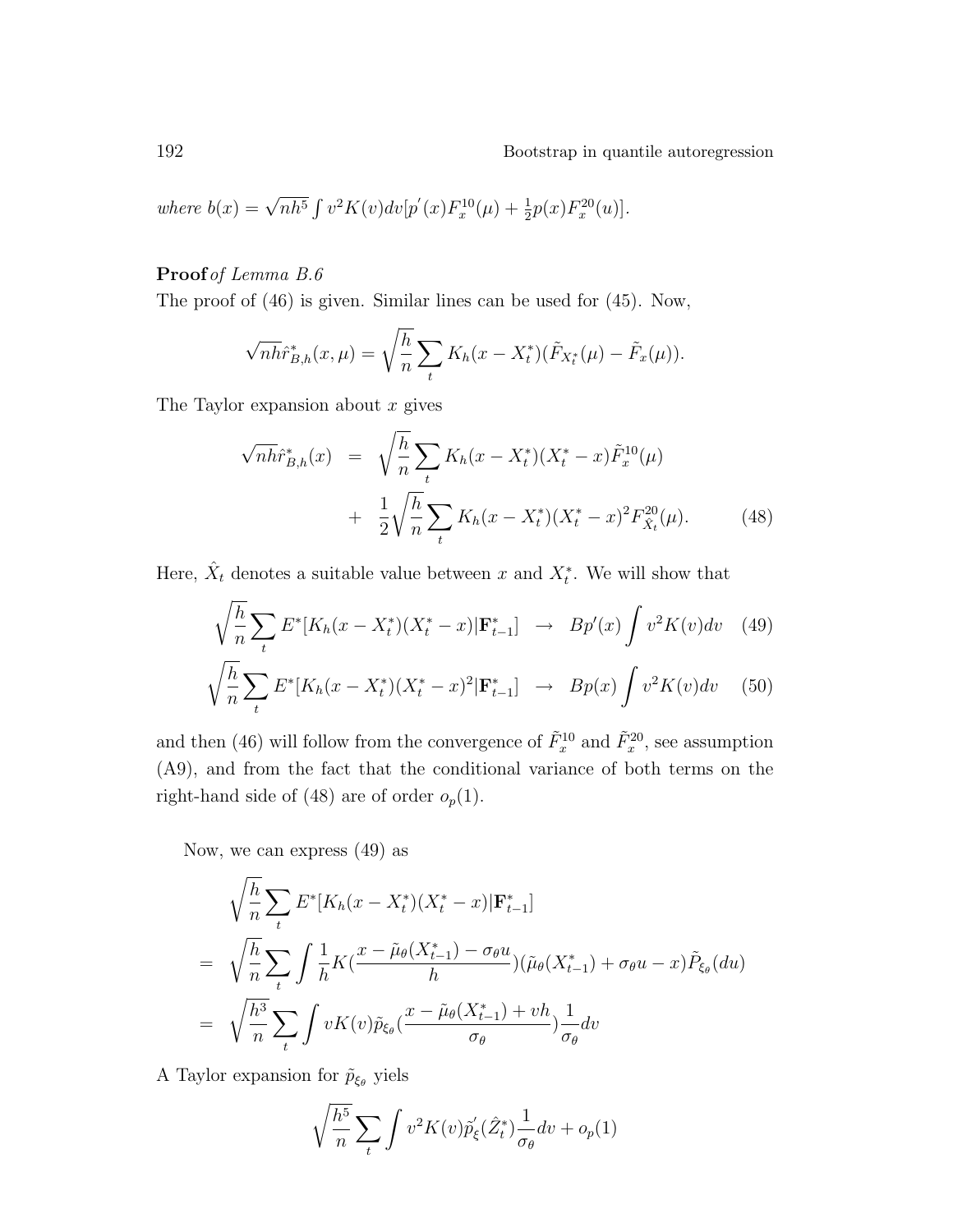*where* $b(x) = \sqrt{nh^5} \int v^2 K(v) dv [p^{'}(x) F_x^{10}(\mu) + \frac{1}{2} p(x) F_x^{20}(u)]$.

**Proof** *of Lemma B.6*

The proof of (46) is given. Similar lines can be used for (45). Now,

$$\sqrt{nh}\hat{r}^*_{B,h}(x,\mu) = \sqrt{\frac{h}{n}} \sum_t K_h(x - X_t^*)(\tilde{F}_{X_t^*}(\mu) - \tilde{F}_x(\mu)).$$

The Taylor expansion about $x$ gives

$$\begin{aligned} \sqrt{nh}\hat{r}^*_{B,h}(x) &= \sqrt{\frac{h}{n}} \sum_t K_h(x - X_t^*)(X_t^* - x)\tilde{F}_x^{10}(\mu) \\ &+ \frac{1}{2}\sqrt{\frac{h}{n}} \sum_t K_h(x - X_t^*)(X_t^* - x)^2 F^{20}_{\hat{X}_t}(\mu). \end{aligned} \tag{48}$$

Here, $\hat{X}_t$ denotes a suitable value between $x$ and $X_t^*$. We will show that

$$\sqrt{\frac{h}{n}} \sum_t E^*[K_h(x - X_t^*)(X_t^* - x)|\mathbf{F}^*_{t-1}] \rightarrow Bp'(x) \int v^2 K(v) dv \tag{49}$$

$$\sqrt{\frac{h}{n}} \sum_t E^*[K_h(x - X_t^*)(X_t^* - x)^2|\mathbf{F}^*_{t-1}] \rightarrow Bp(x) \int v^2 K(v) dv \tag{50}$$

and then (46) will follow from the convergence of $\tilde{F}_x^{10}$ and $\tilde{F}_x^{20}$, see assumption (A9), and from the fact that the conditional variance of both terms on the right-hand side of (48) are of order $o_p(1)$.

Now, we can express (49) as

$$\begin{aligned} & \sqrt{\frac{h}{n}} \sum_t E^*[K_h(x - X_t^*)(X_t^* - x)|\mathbf{F}^*_{t-1}] \\ = & \sqrt{\frac{h}{n}} \sum_t \int \frac{1}{h} K(\frac{x - \tilde{\mu}_\theta(X^*_{t-1}) - \sigma_\theta u}{h})(\tilde{\mu}_\theta(X^*_{t-1}) + \sigma_\theta u - x)\tilde{P}_{\xi_\theta}(du) \\ = & \sqrt{\frac{h^3}{n}} \sum_t \int vK(v)\tilde{p}_{\xi_\theta}(\frac{x - \tilde{\mu}_\theta(X^*_{t-1}) + vh}{\sigma_\theta})\frac{1}{\sigma_\theta} dv \end{aligned}$$

A Taylor expansion for $\tilde{p}_{\xi_\theta}$ yiels

$$\sqrt{\frac{h^5}{n}} \sum_t \int v^2 K(v) \tilde{p}^{'}_\xi(\hat{Z}^*_t) \frac{1}{\sigma_\theta} dv + o_p(1)$$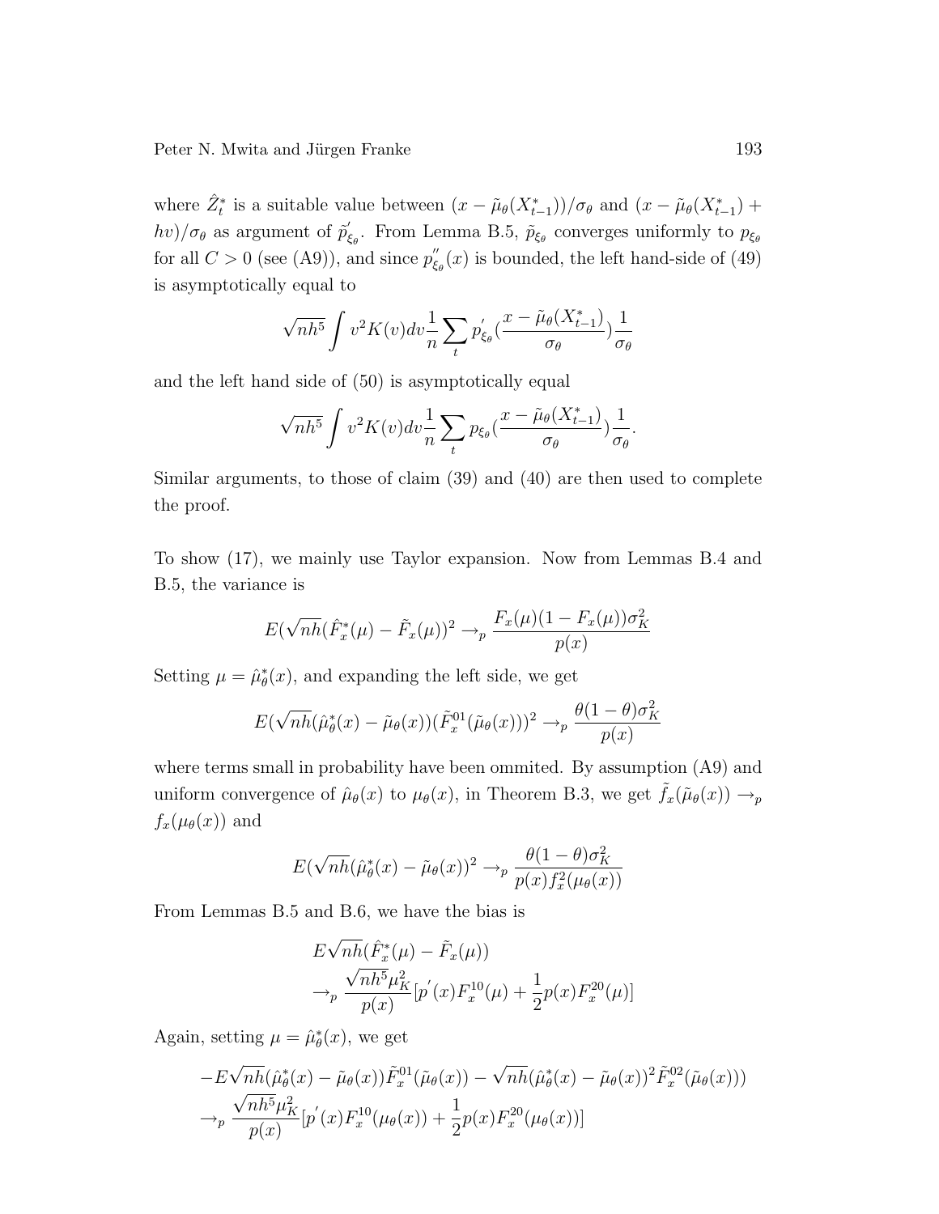where $\hat{Z}_t^*$ is a suitable value between $(x - \tilde{\mu}_\theta(X_{t-1}^*))/\sigma_\theta$ and $(x - \tilde{\mu}_\theta(X_{t-1}^*) + hv)/\sigma_\theta$ as argument of $\tilde{p}_{\xi_\theta}'$. From Lemma B.5, $\tilde{p}_{\xi_\theta}$ converges uniformly to $p_{\xi_\theta}$ for all $C > 0$ (see (A9)), and since $p_{\xi_\theta}''(x)$ is bounded, the left hand-side of (49) is asymptotically equal to

$$\sqrt{nh^5} \int v^2 K(v) dv \frac{1}{n} \sum_t p_{\xi_\theta}'(\frac{x - \tilde{\mu}_\theta(X_{t-1}^*)}{\sigma_\theta}) \frac{1}{\sigma_\theta}$$

and the left hand side of (50) is asymptotically equal

$$\sqrt{nh^5} \int v^2 K(v) dv \frac{1}{n} \sum_t p_{\xi_\theta}(\frac{x - \tilde{\mu}_\theta(X_{t-1}^*)}{\sigma_\theta}) \frac{1}{\sigma_\theta}.$$

Similar arguments, to those of claim (39) and (40) are then used to complete the proof.

To show (17), we mainly use Taylor expansion. Now from Lemmas B.4 and B.5, the variance is

$$E(\sqrt{nh}(\hat{F}_x^*(\mu) - \tilde{F}_x(\mu))^2 \to_p \frac{F_x(\mu)(1 - F_x(\mu))\sigma_K^2}{p(x)}$$

Setting $\mu = \hat{\mu}_\theta^*(x)$, and expanding the left side, we get

$$E(\sqrt{nh}(\hat{\mu}_\theta^*(x) - \tilde{\mu}_\theta(x))(\tilde{F}_x^{01}(\tilde{\mu}_\theta(x)))^2 \to_p \frac{\theta(1-\theta)\sigma_K^2}{p(x)}$$

where terms small in probability have been ommited. By assumption (A9) and uniform convergence of $\hat{\mu}_\theta(x)$ to $\mu_\theta(x)$, in Theorem B.3, we get $\tilde{f}_x(\tilde{\mu}_\theta(x)) \to_p f_x(\mu_\theta(x))$ and

$$E(\sqrt{nh}(\hat{\mu}_\theta^*(x) - \tilde{\mu}_\theta(x))^2 \to_p \frac{\theta(1-\theta)\sigma_K^2}{p(x) f_x^2(\mu_\theta(x))}$$

From Lemmas B.5 and B.6, we have the bias is

$$\begin{aligned}
&E\sqrt{nh}(\hat{F}_x^*(\mu) - \tilde{F}_x(\mu)) \\
&\to_p \frac{\sqrt{nh^5}\mu_K^2}{p(x)}[p'(x) F_x^{10}(\mu) + \frac{1}{2} p(x) F_x^{20}(\mu)]
\end{aligned}$$

Again, setting $\mu = \hat{\mu}_\theta^*(x)$, we get

$$\begin{aligned}
&-E\sqrt{nh}(\hat{\mu}_\theta^*(x) - \tilde{\mu}_\theta(x))\tilde{F}_x^{01}(\tilde{\mu}_\theta(x)) - \sqrt{nh}(\hat{\mu}_\theta^*(x) - \tilde{\mu}_\theta(x))^2 \tilde{F}_x^{02}(\tilde{\mu}_\theta(x))) \\
&\to_p \frac{\sqrt{nh^5}\mu_K^2}{p(x)}[p'(x) F_x^{10}(\mu_\theta(x)) + \frac{1}{2} p(x) F_x^{20}(\mu_\theta(x))]
\end{aligned}$$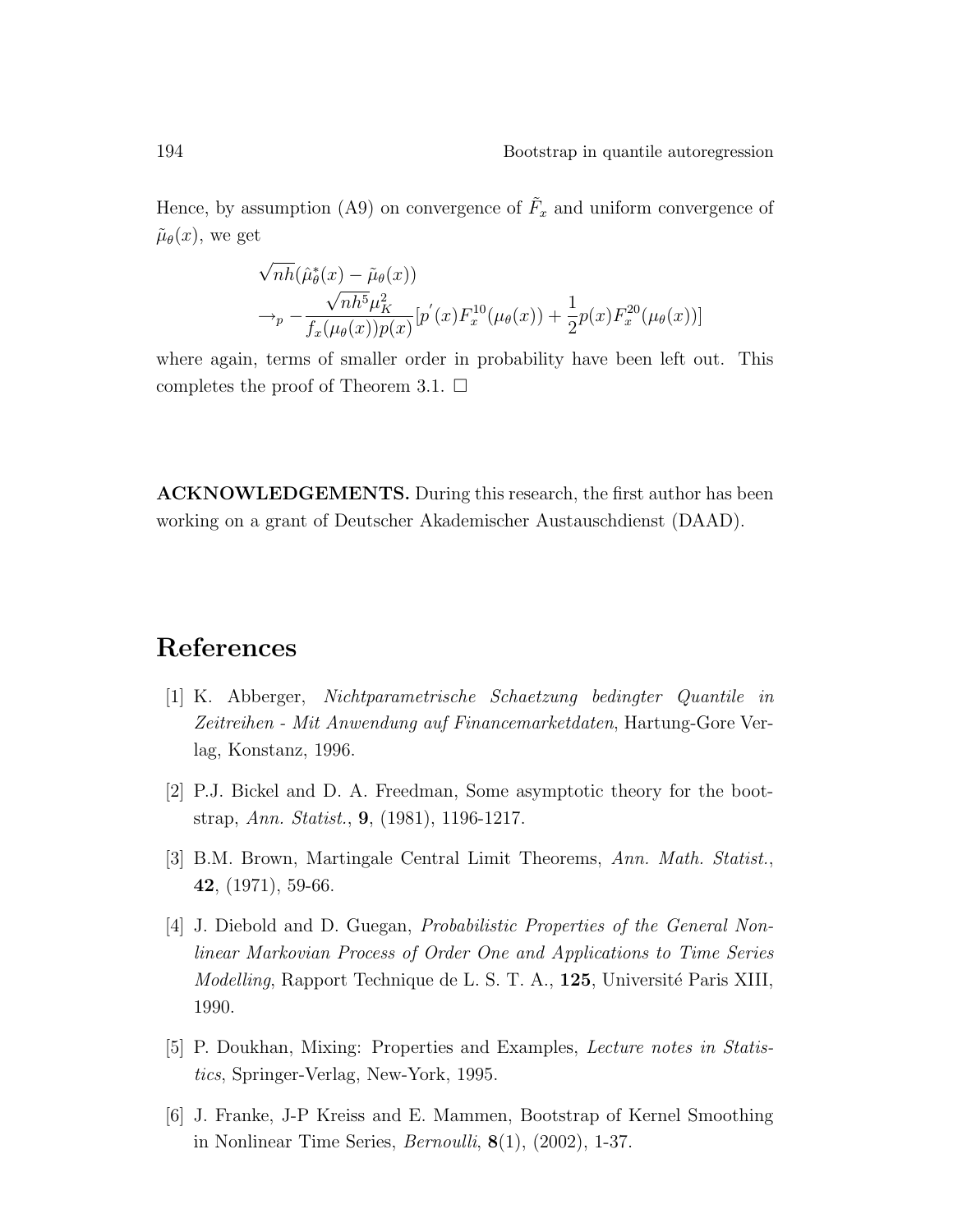Hence, by assumption (A9) on convergence of $\tilde{F}_x$ and uniform convergence of $\tilde{\mu}_\theta(x)$, we get

$$
\begin{aligned}
&\sqrt{nh}(\hat{\mu}^*_\theta(x) - \tilde{\mu}_\theta(x)) \\
&\to_p -\frac{\sqrt{nh^5}\mu_K^2}{f_x(\mu_\theta(x))p(x)}[p^{'}(x)F_x^{10}(\mu_\theta(x)) + \frac{1}{2}p(x)F_x^{20}(\mu_\theta(x))]
\end{aligned}
$$

where again, terms of smaller order in probability have been left out. This completes the proof of Theorem 3.1. □

**ACKNOWLEDGEMENTS.** During this research, the first author has been working on a grant of Deutscher Akademischer Austauschdienst (DAAD).

# References

[1] K. Abberger, *Nichtparametrische Schaetzung bedingter Quantile in Zeitreihen - Mit Anwendung auf Financemarketdaten*, Hartung-Gore Verlag, Konstanz, 1996.

[2] P.J. Bickel and D. A. Freedman, Some asymptotic theory for the bootstrap, *Ann. Statist.*, **9**, (1981), 1196-1217.

[3] B.M. Brown, Martingale Central Limit Theorems, *Ann. Math. Statist.*, **42**, (1971), 59-66.

[4] J. Diebold and D. Guegan, *Probabilistic Properties of the General Nonlinear Markovian Process of Order One and Applications to Time Series Modelling*, Rapport Technique de L. S. T. A., **125**, Université Paris XIII, 1990.

[5] P. Doukhan, Mixing: Properties and Examples, *Lecture notes in Statistics*, Springer-Verlag, New-York, 1995.

[6] J. Franke, J-P Kreiss and E. Mammen, Bootstrap of Kernel Smoothing in Nonlinear Time Series, *Bernoulli*, **8**(1), (2002), 1-37.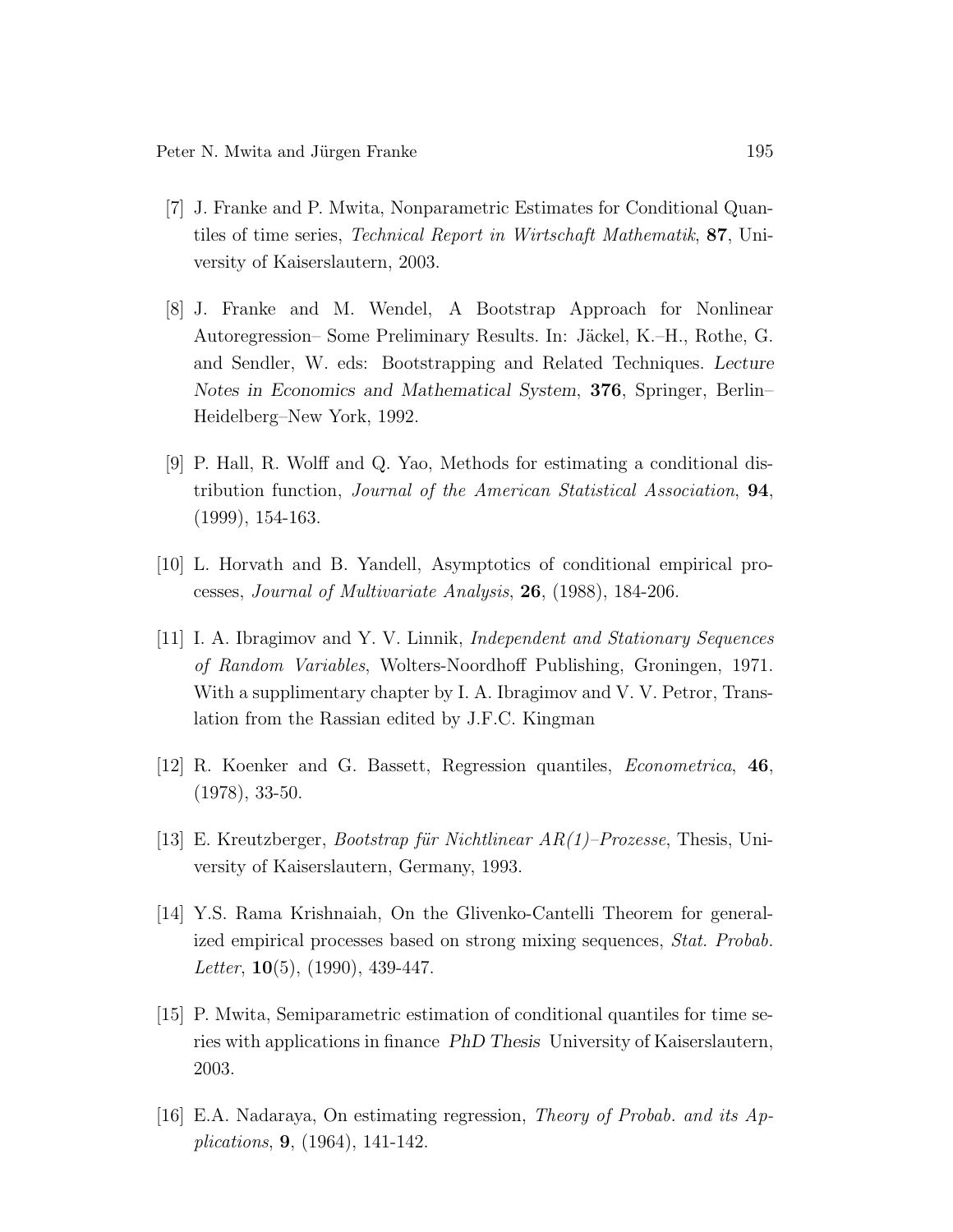[7] J. Franke and P. Mwita, Nonparametric Estimates for Conditional Quantiles of time series, *Technical Report in Wirtschaft Mathematik*, **87**, University of Kaiserslautern, 2003.

[8] J. Franke and M. Wendel, A Bootstrap Approach for Nonlinear Autoregression– Some Preliminary Results. In: Jäckel, K.–H., Rothe, G. and Sendler, W. eds: Bootstrapping and Related Techniques. *Lecture Notes in Economics and Mathematical System*, **376**, Springer, Berlin–Heidelberg–New York, 1992.

[9] P. Hall, R. Wolff and Q. Yao, Methods for estimating a conditional distribution function, *Journal of the American Statistical Association*, **94**, (1999), 154-163.

[10] L. Horvath and B. Yandell, Asymptotics of conditional empirical processes, *Journal of Multivariate Analysis*, **26**, (1988), 184-206.

[11] I. A. Ibragimov and Y. V. Linnik, *Independent and Stationary Sequences of Random Variables*, Wolters-Noordhoff Publishing, Groningen, 1971. With a supplimentary chapter by I. A. Ibragimov and V. V. Petror, Translation from the Rassian edited by J.F.C. Kingman

[12] R. Koenker and G. Bassett, Regression quantiles, *Econometrica*, **46**, (1978), 33-50.

[13] E. Kreutzberger, *Bootstrap für Nichtlinear AR(1)–Prozesse*, Thesis, University of Kaiserslautern, Germany, 1993.

[14] Y.S. Rama Krishnaiah, On the Glivenko-Cantelli Theorem for generalized empirical processes based on strong mixing sequences, *Stat. Probab. Letter*, **10**(5), (1990), 439-447.

[15] P. Mwita, Semiparametric estimation of conditional quantiles for time series with applications in finance *PhD Thesis* University of Kaiserslautern, 2003.

[16] E.A. Nadaraya, On estimating regression, *Theory of Probab. and its Applications*, **9**, (1964), 141-142.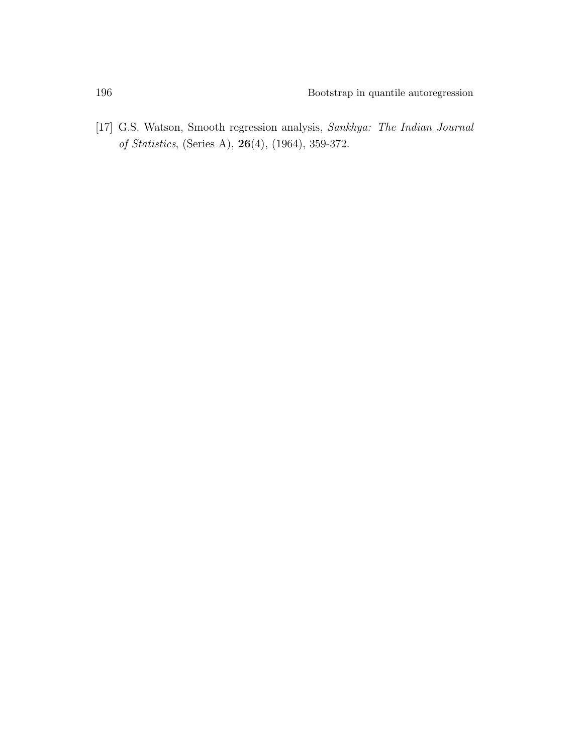[17] G.S. Watson, Smooth regression analysis, *Sankhya: The Indian Journal of Statistics*, (Series A), **26**(4), (1964), 359-372.